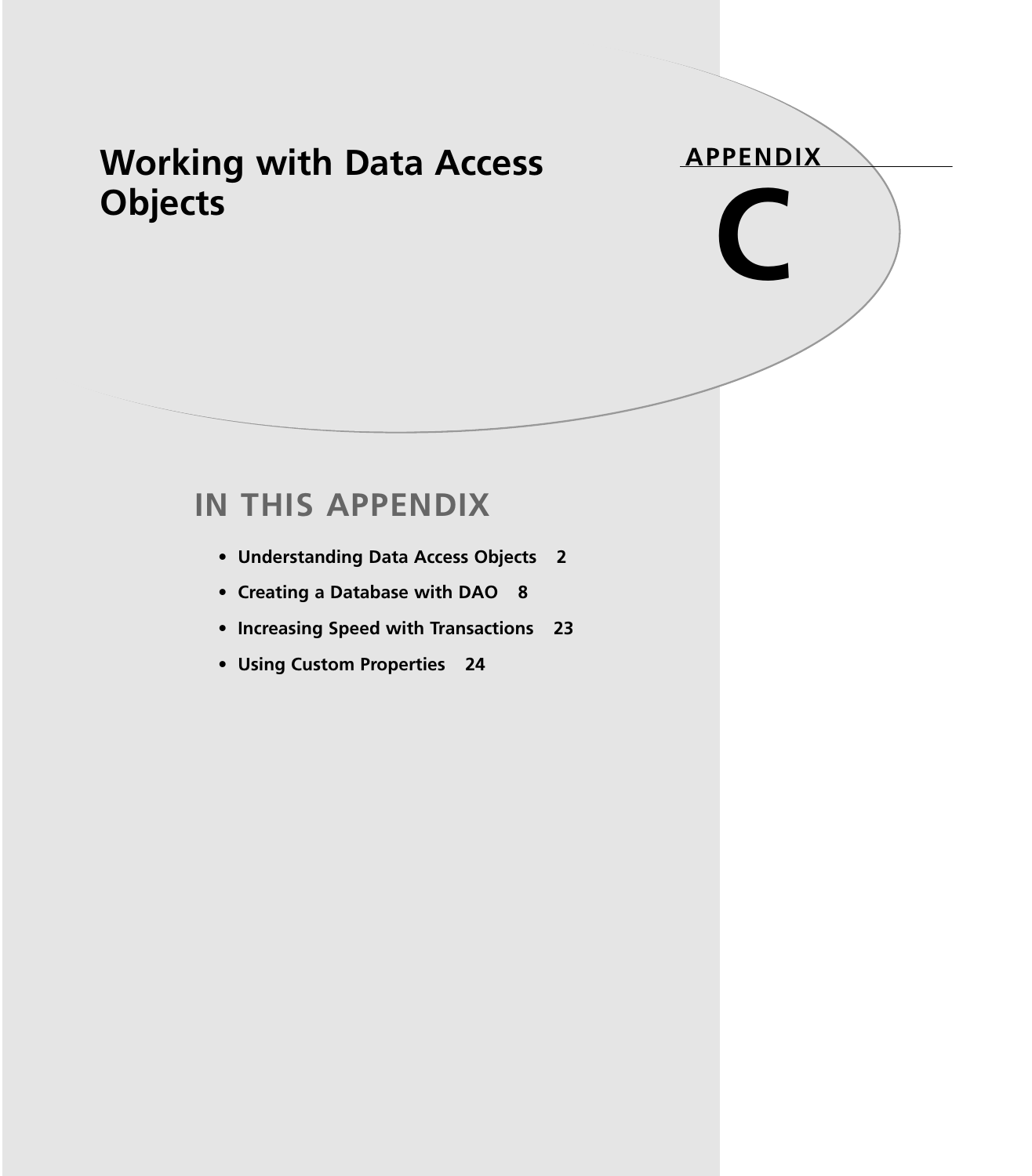# Working with Data Access Objects

**APPENDIX**

# C

## IN THIS APPENDIX

- **Understanding Data Access Objects 2**
- **Creating a Database with DAO 8**
- **Increasing Speed with Transactions 23**
- **Using Custom Properties 24**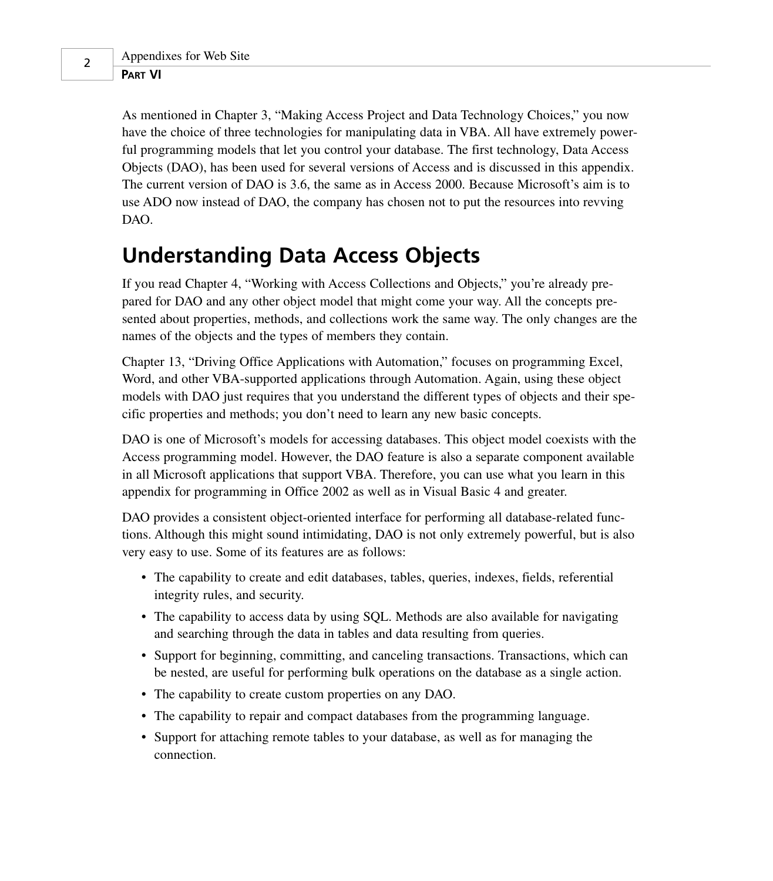As mentioned in Chapter 3, "Making Access Project and Data Technology Choices," you now have the choice of three technologies for manipulating data in VBA. All have extremely powerful programming models that let you control your database. The first technology, Data Access Objects (DAO), has been used for several versions of Access and is discussed in this appendix. The current version of DAO is 3.6, the same as in Access 2000. Because Microsoft's aim is to use ADO now instead of DAO, the company has chosen not to put the resources into revving DAO.

## Understanding Data Access Objects

If you read Chapter 4, "Working with Access Collections and Objects," you're already prepared for DAO and any other object model that might come your way. All the concepts presented about properties, methods, and collections work the same way. The only changes are the names of the objects and the types of members they contain.

Chapter 13, "Driving Office Applications with Automation," focuses on programming Excel, Word, and other VBA-supported applications through Automation. Again, using these object models with DAO just requires that you understand the different types of objects and their specific properties and methods; you don't need to learn any new basic concepts.

DAO is one of Microsoft's models for accessing databases. This object model coexists with the Access programming model. However, the DAO feature is also a separate component available in all Microsoft applications that support VBA. Therefore, you can use what you learn in this appendix for programming in Office 2002 as well as in Visual Basic 4 and greater.

DAO provides a consistent object-oriented interface for performing all database-related functions. Although this might sound intimidating, DAO is not only extremely powerful, but is also very easy to use. Some of its features are as follows:

- The capability to create and edit databases, tables, queries, indexes, fields, referential integrity rules, and security.
- The capability to access data by using SQL. Methods are also available for navigating and searching through the data in tables and data resulting from queries.
- Support for beginning, committing, and canceling transactions. Transactions, which can be nested, are useful for performing bulk operations on the database as a single action.
- The capability to create custom properties on any DAO.
- The capability to repair and compact databases from the programming language.
- Support for attaching remote tables to your database, as well as for managing the connection.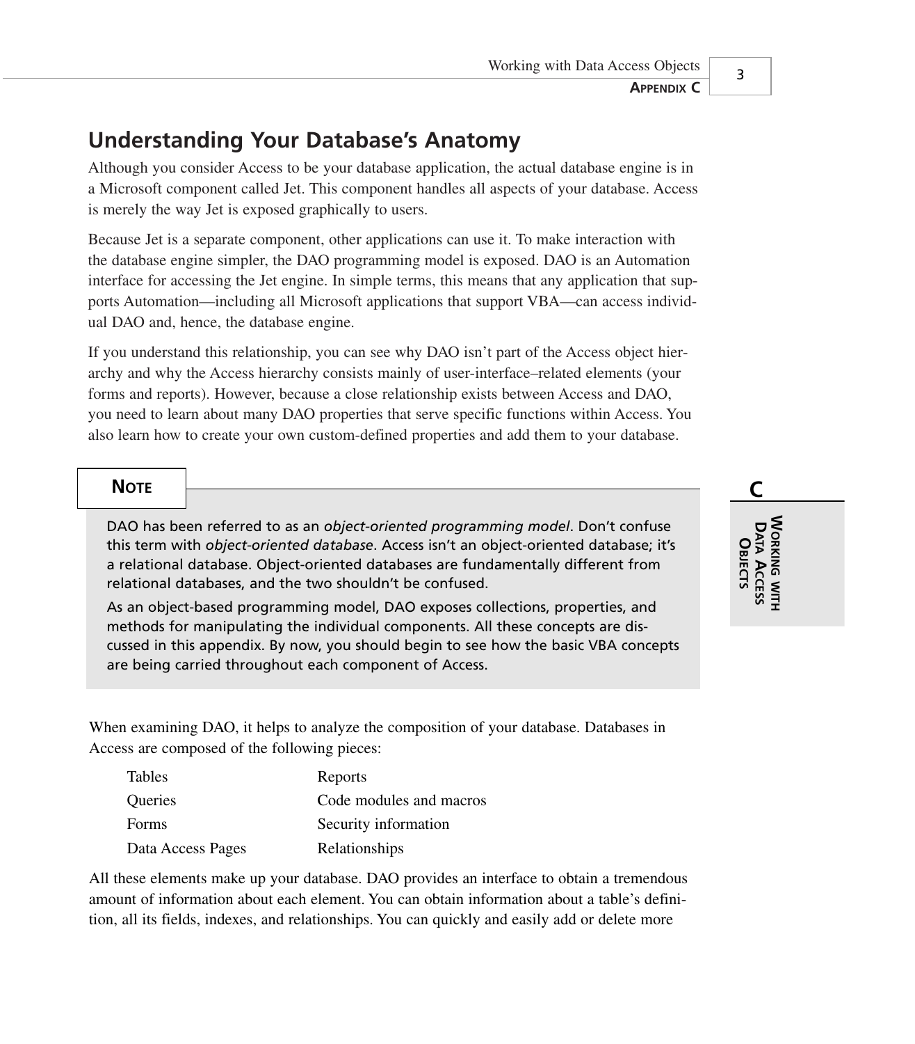## Understanding Your Database's Anatomy

Although you consider Access to be your database application, the actual database engine is in a Microsoft component called Jet. This component handles all aspects of your database. Access is merely the way Jet is exposed graphically to users.

Because Jet is a separate component, other applications can use it. To make interaction with the database engine simpler, the DAO programming model is exposed. DAO is an Automation interface for accessing the Jet engine. In simple terms, this means that any application that supports Automation—including all Microsoft applications that support VBA—can access individual DAO and, hence, the database engine.

If you understand this relationship, you can see why DAO isn't part of the Access object hierarchy and why the Access hierarchy consists mainly of user-interface–related elements (your forms and reports). However, because a close relationship exists between Access and DAO, you need to learn about many DAO properties that serve specific functions within Access. You also learn how to create your own custom-defined properties and add them to your database.

> **NOTE**
>
> DAO has been referred to as an *object-oriented programming model*. Don't confuse this term with *object-oriented database*. Access isn't an object-oriented database; it's a relational database. Object-oriented databases are fundamentally different from relational databases, and the two shouldn't be confused.
>
> As an object-based programming model, DAO exposes collections, properties, and methods for manipulating the individual components. All these concepts are discussed in this appendix. By now, you should begin to see how the basic VBA concepts are being carried throughout each component of Access.

When examining DAO, it helps to analyze the composition of your database. Databases in Access are composed of the following pieces:

| | |
|---|---|
| Tables | Reports |
| Queries | Code modules and macros |
| Forms | Security information |
| Data Access Pages | Relationships |

All these elements make up your database. DAO provides an interface to obtain a tremendous amount of information about each element. You can obtain information about a table's definition, all its fields, indexes, and relationships. You can quickly and easily add or delete more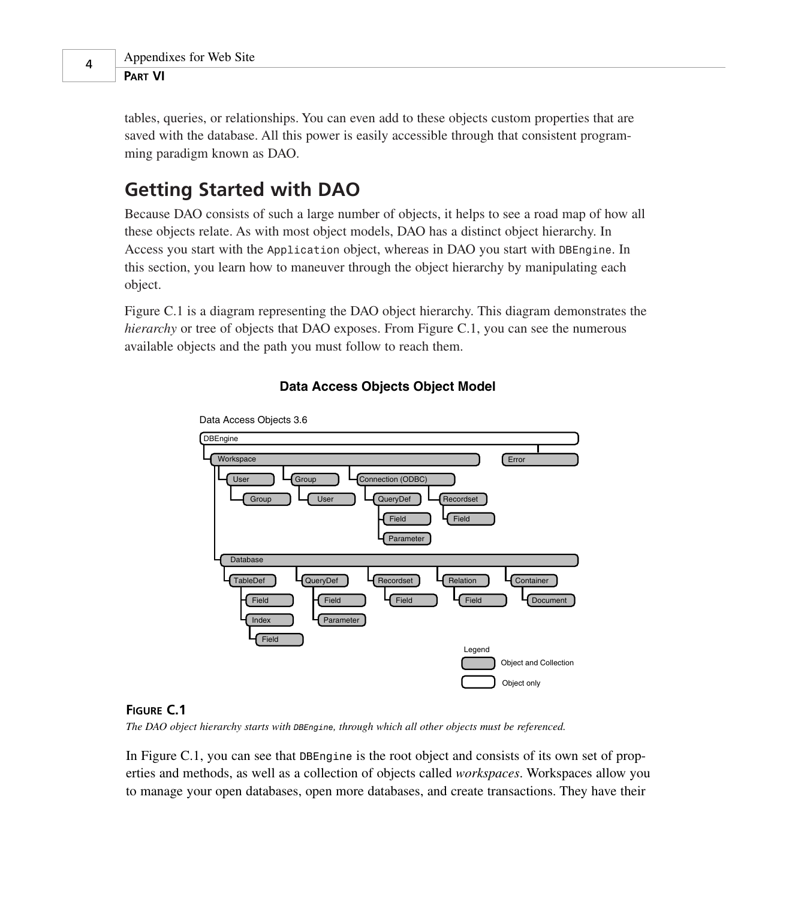tables, queries, or relationships. You can even add to these objects custom properties that are saved with the database. All this power is easily accessible through that consistent programming paradigm known as DAO.

## Getting Started with DAO

Because DAO consists of such a large number of objects, it helps to see a road map of how all these objects relate. As with most object models, DAO has a distinct object hierarchy. In Access you start with the `Application` object, whereas in DAO you start with `DBEngine`. In this section, you learn how to maneuver through the object hierarchy by manipulating each object.

Figure C.1 is a diagram representing the DAO object hierarchy. This diagram demonstrates the *hierarchy* or tree of objects that DAO exposes. From Figure C.1, you can see the numerous available objects and the path you must follow to reach them.

**Data Access Objects Object Model**

Data Access Objects 3.6

DBEngine
Workspace
Error
User
Group
Connection (ODBC)
Group
User
QueryDef
Recordset
Field
Field
Parameter
Database
TableDef
QueryDef
Recordset
Relation
Container
Field
Field
Field
Field
Document
Index
Parameter
Field

Legend
Object and Collection
Object only

**FIGURE C.1**

*The DAO object hierarchy starts with `DBEngine`, through which all other objects must be referenced.*

In Figure C.1, you can see that `DBEngine` is the root object and consists of its own set of properties and methods, as well as a collection of objects called *workspaces*. Workspaces allow you to manage your open databases, open more databases, and create transactions. They have their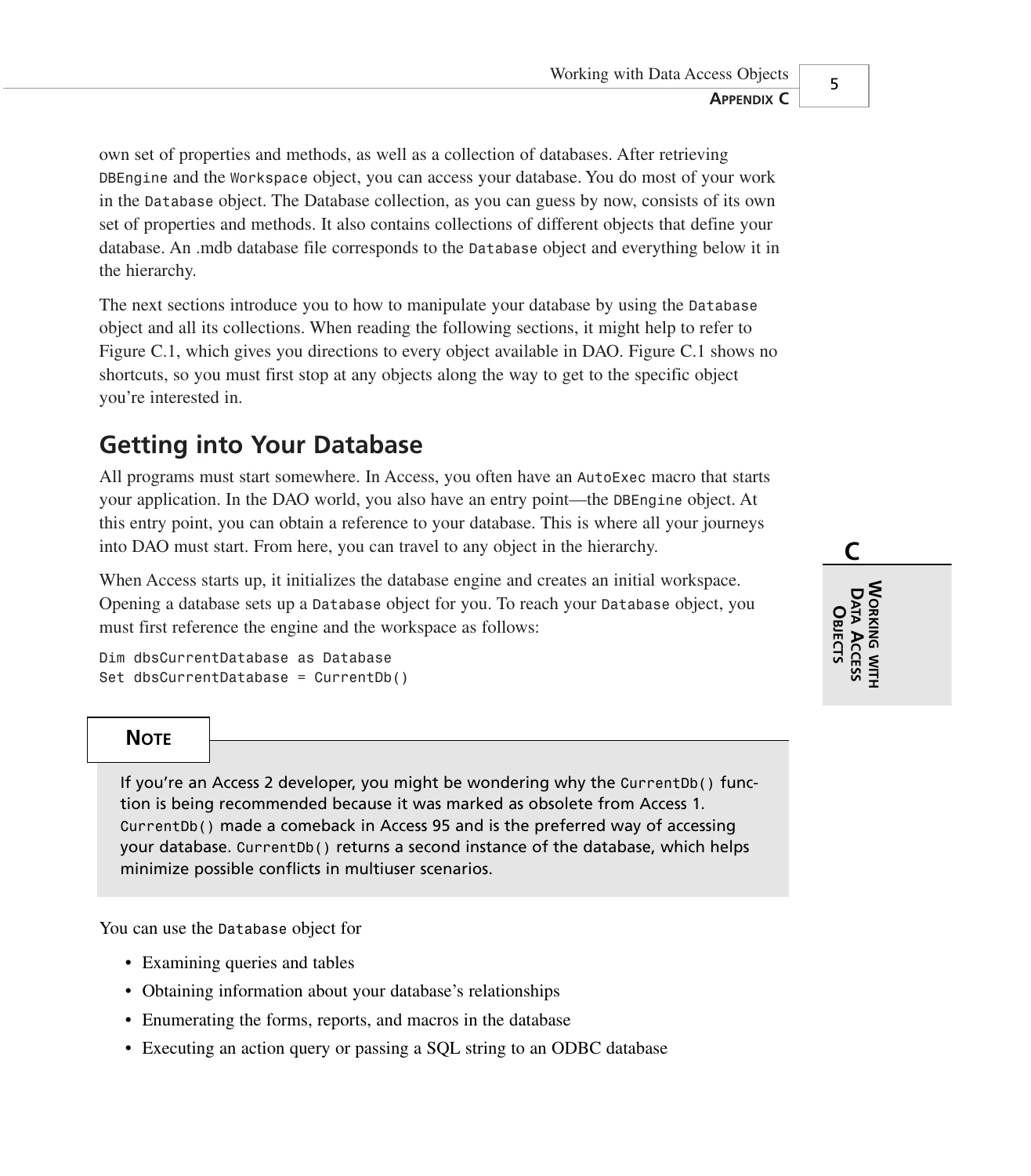own set of properties and methods, as well as a collection of databases. After retrieving DBEngine and the Workspace object, you can access your database. You do most of your work in the Database object. The Database collection, as you can guess by now, consists of its own set of properties and methods. It also contains collections of different objects that define your database. An .mdb database file corresponds to the Database object and everything below it in the hierarchy.

The next sections introduce you to how to manipulate your database by using the Database object and all its collections. When reading the following sections, it might help to refer to Figure C.1, which gives you directions to every object available in DAO. Figure C.1 shows no shortcuts, so you must first stop at any objects along the way to get to the specific object you're interested in.

## Getting into Your Database

All programs must start somewhere. In Access, you often have an AutoExec macro that starts your application. In the DAO world, you also have an entry point—the DBEngine object. At this entry point, you can obtain a reference to your database. This is where all your journeys into DAO must start. From here, you can travel to any object in the hierarchy.

When Access starts up, it initializes the database engine and creates an initial workspace. Opening a database sets up a Database object for you. To reach your Database object, you must first reference the engine and the workspace as follows:

```
Dim dbsCurrentDatabase as Database
Set dbsCurrentDatabase = CurrentDb()
```

> **NOTE**
>
> If you're an Access 2 developer, you might be wondering why the CurrentDb() function is being recommended because it was marked as obsolete from Access 1. CurrentDb() made a comeback in Access 95 and is the preferred way of accessing your database. CurrentDb() returns a second instance of the database, which helps minimize possible conflicts in multiuser scenarios.

You can use the Database object for

- Examining queries and tables
- Obtaining information about your database's relationships
- Enumerating the forms, reports, and macros in the database
- Executing an action query or passing a SQL string to an ODBC database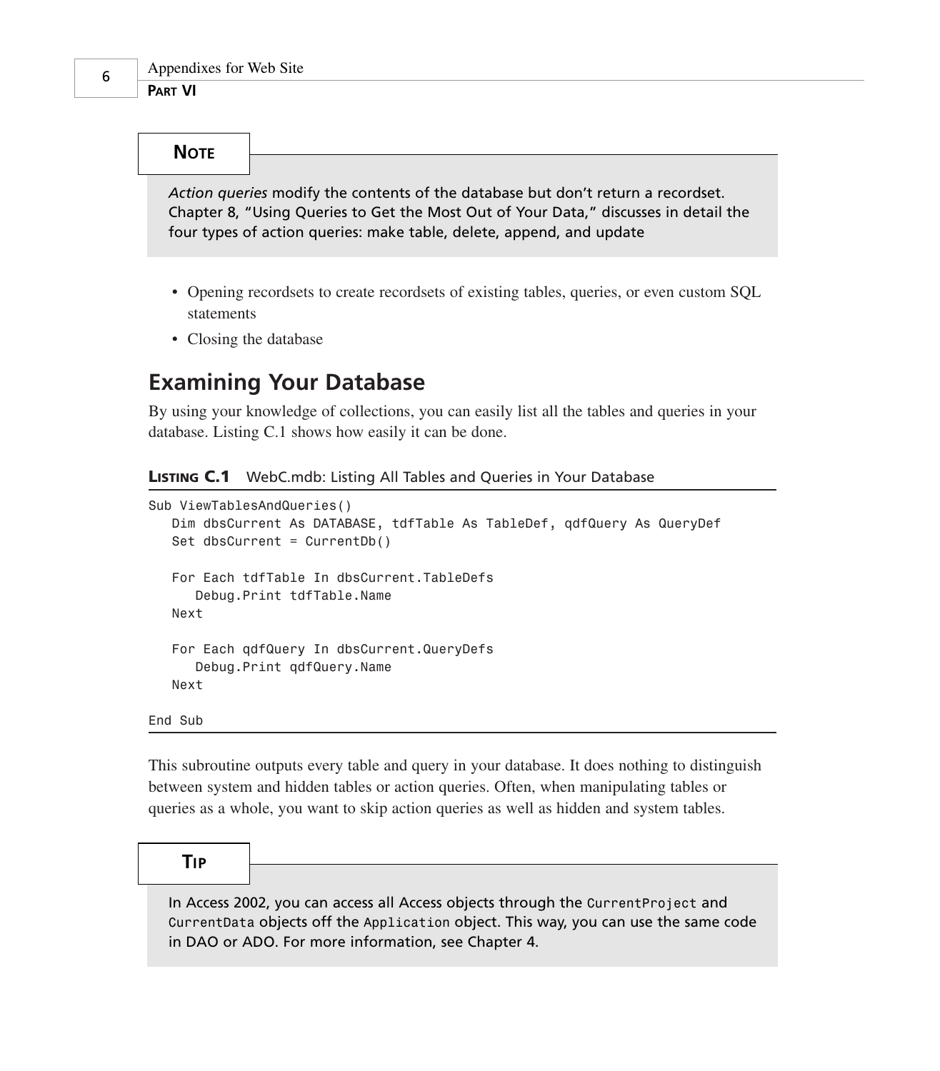**NOTE**

*Action queries* modify the contents of the database but don't return a recordset. Chapter 8, "Using Queries to Get the Most Out of Your Data," discusses in detail the four types of action queries: make table, delete, append, and update

- Opening recordsets to create recordsets of existing tables, queries, or even custom SQL statements
- Closing the database

## Examining Your Database

By using your knowledge of collections, you can easily list all the tables and queries in your database. Listing C.1 shows how easily it can be done.

**LISTING C.1** WebC.mdb: Listing All Tables and Queries in Your Database

```
Sub ViewTablesAndQueries()
   Dim dbsCurrent As DATABASE, tdfTable As TableDef, qdfQuery As QueryDef
   Set dbsCurrent = CurrentDb()

   For Each tdfTable In dbsCurrent.TableDefs
      Debug.Print tdfTable.Name
   Next

   For Each qdfQuery In dbsCurrent.QueryDefs
      Debug.Print qdfQuery.Name
   Next

End Sub
```

This subroutine outputs every table and query in your database. It does nothing to distinguish between system and hidden tables or action queries. Often, when manipulating tables or queries as a whole, you want to skip action queries as well as hidden and system tables.

**TIP**

In Access 2002, you can access all Access objects through the `CurrentProject` and `CurrentData` objects off the `Application` object. This way, you can use the same code in DAO or ADO. For more information, see Chapter 4.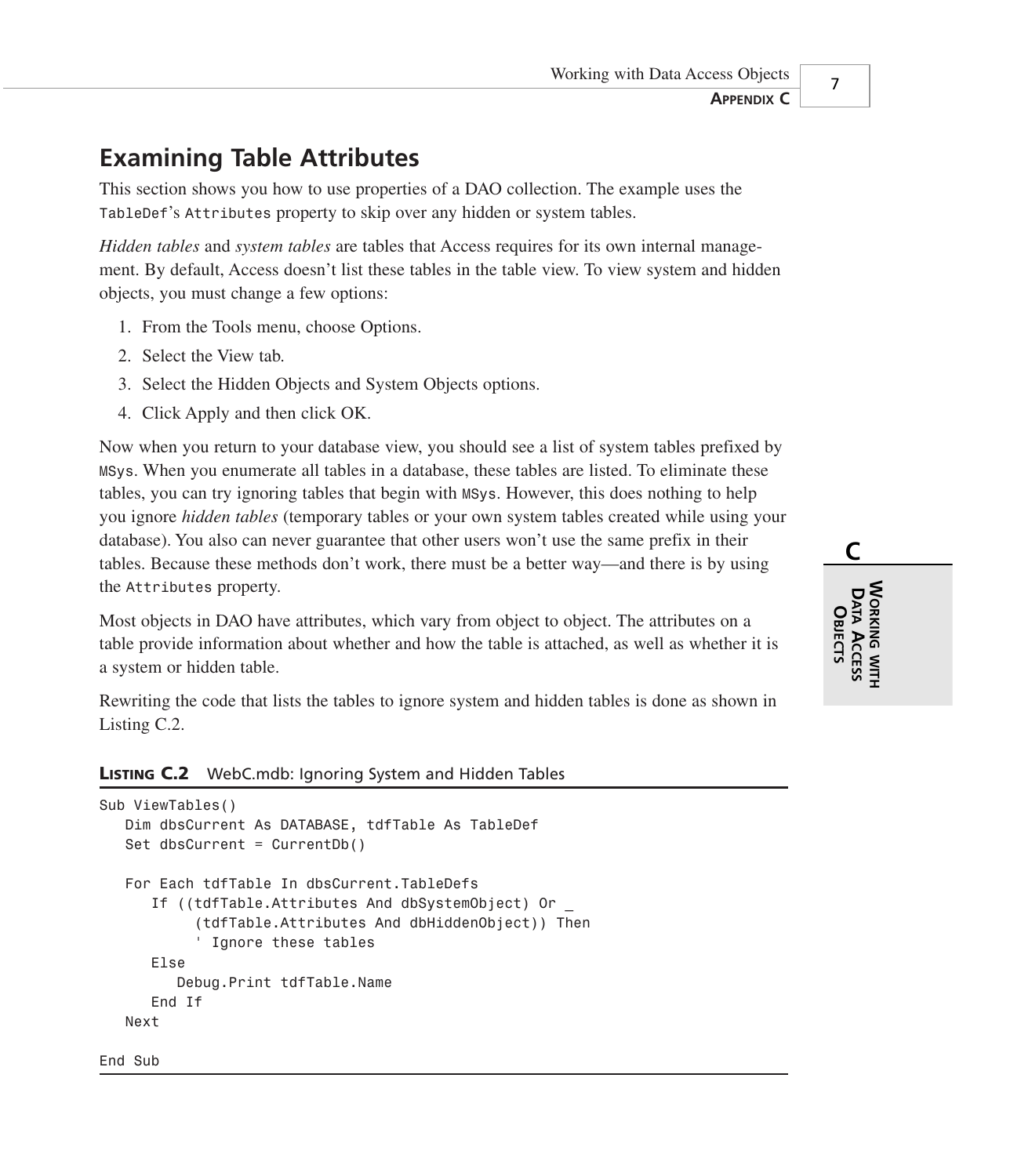## Examining Table Attributes

This section shows you how to use properties of a DAO collection. The example uses the `TableDef`'s `Attributes` property to skip over any hidden or system tables.

*Hidden tables* and *system tables* are tables that Access requires for its own internal management. By default, Access doesn't list these tables in the table view. To view system and hidden objects, you must change a few options:

1. From the Tools menu, choose Options.
2. Select the View tab.
3. Select the Hidden Objects and System Objects options.
4. Click Apply and then click OK.

Now when you return to your database view, you should see a list of system tables prefixed by `MSys`. When you enumerate all tables in a database, these tables are listed. To eliminate these tables, you can try ignoring tables that begin with `MSys`. However, this does nothing to help you ignore *hidden tables* (temporary tables or your own system tables created while using your database). You also can never guarantee that other users won't use the same prefix in their tables. Because these methods don't work, there must be a better way—and there is by using the `Attributes` property.

Most objects in DAO have attributes, which vary from object to object. The attributes on a table provide information about whether and how the table is attached, as well as whether it is a system or hidden table.

Rewriting the code that lists the tables to ignore system and hidden tables is done as shown in Listing C.2.

**LISTING C.2** WebC.mdb: Ignoring System and Hidden Tables

```
Sub ViewTables()
   Dim dbsCurrent As DATABASE, tdfTable As TableDef
   Set dbsCurrent = CurrentDb()

   For Each tdfTable In dbsCurrent.TableDefs
      If ((tdfTable.Attributes And dbSystemObject) Or _
           (tdfTable.Attributes And dbHiddenObject)) Then
           ' Ignore these tables
      Else
         Debug.Print tdfTable.Name
      End If
   Next

End Sub
```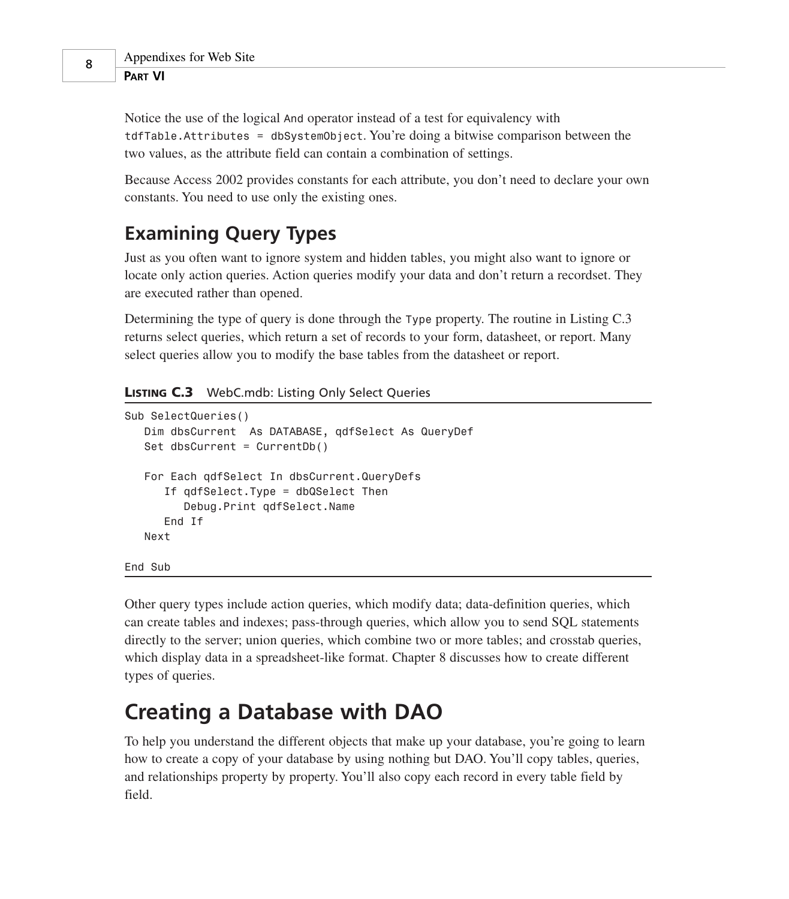Notice the use of the logical `And` operator instead of a test for equivalency with `tdfTable.Attributes = dbSystemObject`. You're doing a bitwise comparison between the two values, as the attribute field can contain a combination of settings.

Because Access 2002 provides constants for each attribute, you don't need to declare your own constants. You need to use only the existing ones.

## Examining Query Types

Just as you often want to ignore system and hidden tables, you might also want to ignore or locate only action queries. Action queries modify your data and don't return a recordset. They are executed rather than opened.

Determining the type of query is done through the `Type` property. The routine in Listing C.3 returns select queries, which return a set of records to your form, datasheet, or report. Many select queries allow you to modify the base tables from the datasheet or report.

**LISTING C.3** WebC.mdb: Listing Only Select Queries

```
Sub SelectQueries()
   Dim dbsCurrent  As DATABASE, qdfSelect As QueryDef
   Set dbsCurrent = CurrentDb()

   For Each qdfSelect In dbsCurrent.QueryDefs
      If qdfSelect.Type = dbQSelect Then
         Debug.Print qdfSelect.Name
      End If
   Next

End Sub
```

Other query types include action queries, which modify data; data-definition queries, which can create tables and indexes; pass-through queries, which allow you to send SQL statements directly to the server; union queries, which combine two or more tables; and crosstab queries, which display data in a spreadsheet-like format. Chapter 8 discusses how to create different types of queries.

# Creating a Database with DAO

To help you understand the different objects that make up your database, you're going to learn how to create a copy of your database by using nothing but DAO. You'll copy tables, queries, and relationships property by property. You'll also copy each record in every table field by field.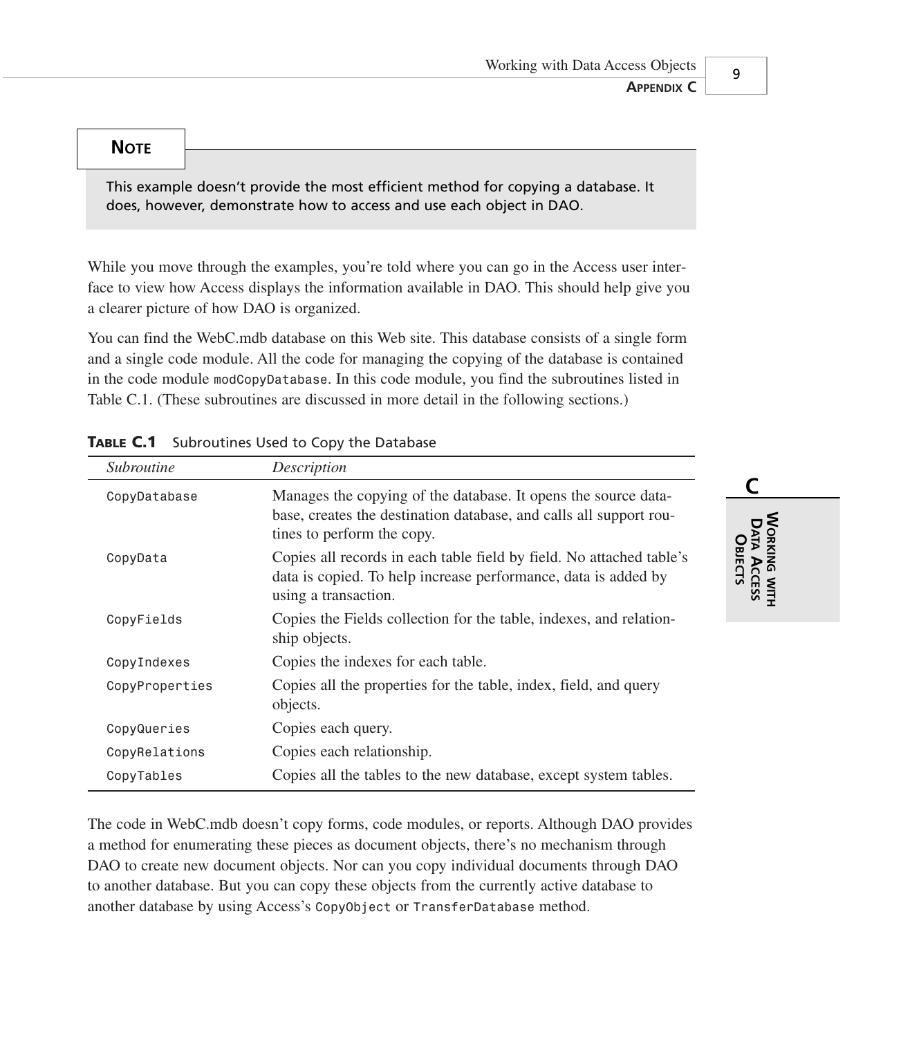**NOTE**

> This example doesn't provide the most efficient method for copying a database. It does, however, demonstrate how to access and use each object in DAO.

While you move through the examples, you're told where you can go in the Access user interface to view how Access displays the information available in DAO. This should help give you a clearer picture of how DAO is organized.

You can find the WebC.mdb database on this Web site. This database consists of a single form and a single code module. All the code for managing the copying of the database is contained in the code module `modCopyDatabase`. In this code module, you find the subroutines listed in Table C.1. (These subroutines are discussed in more detail in the following sections.)

**TABLE C.1** Subroutines Used to Copy the Database

| *Subroutine* | *Description* |
|---|---|
| `CopyDatabase` | Manages the copying of the database. It opens the source database, creates the destination database, and calls all support routines to perform the copy. |
| `CopyData` | Copies all records in each table field by field. No attached table's data is copied. To help increase performance, data is added by using a transaction. |
| `CopyFields` | Copies the Fields collection for the table, indexes, and relationship objects. |
| `CopyIndexes` | Copies the indexes for each table. |
| `CopyProperties` | Copies all the properties for the table, index, field, and query objects. |
| `CopyQueries` | Copies each query. |
| `CopyRelations` | Copies each relationship. |
| `CopyTables` | Copies all the tables to the new database, except system tables. |

The code in WebC.mdb doesn't copy forms, code modules, or reports. Although DAO provides a method for enumerating these pieces as document objects, there's no mechanism through DAO to create new document objects. Nor can you copy individual documents through DAO to another database. But you can copy these objects from the currently active database to another database by using Access's `CopyObject` or `TransferDatabase` method.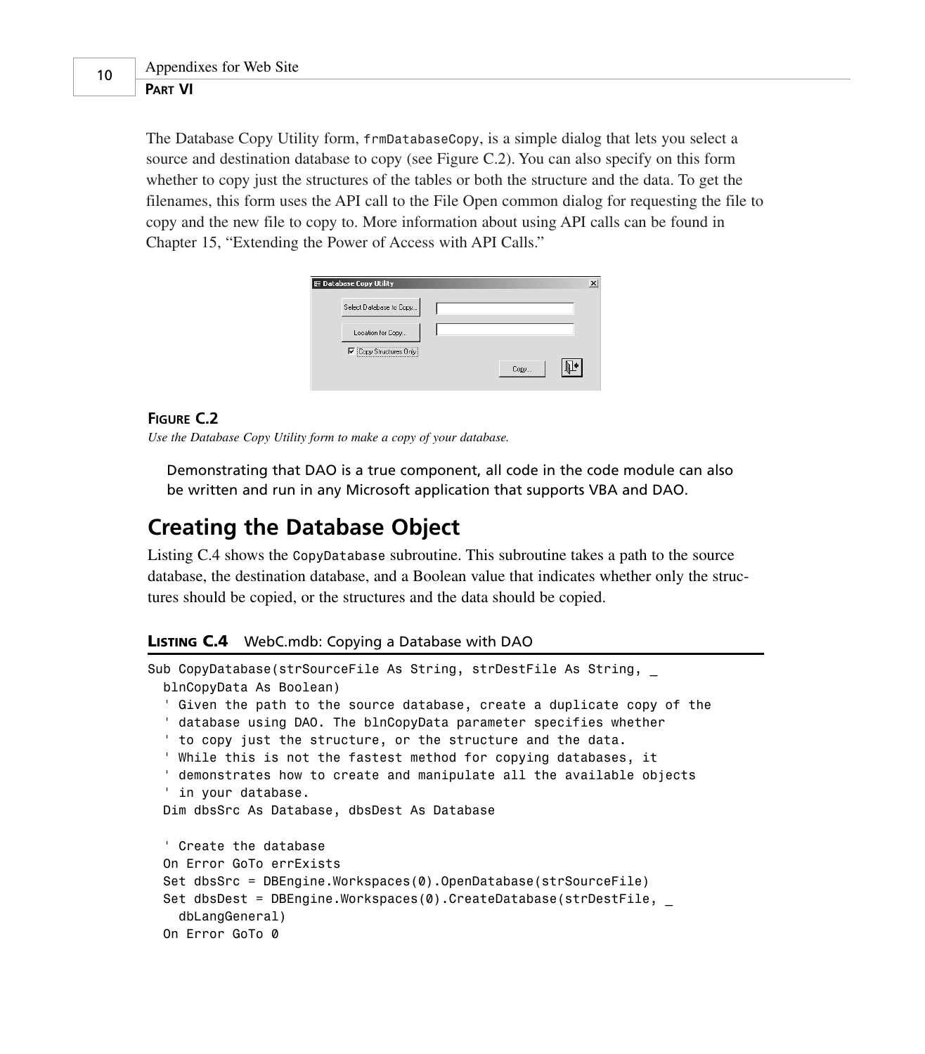The Database Copy Utility form, `frmDatabaseCopy`, is a simple dialog that lets you select a source and destination database to copy (see Figure C.2). You can also specify on this form whether to copy just the structures of the tables or both the structure and the data. To get the filenames, this form uses the API call to the File Open common dialog for requesting the file to copy and the new file to copy to. More information about using API calls can be found in Chapter 15, “Extending the Power of Access with API Calls.”

**FIGURE C.2**
*Use the Database Copy Utility form to make a copy of your database.*

Demonstrating that DAO is a true component, all code in the code module can also be written and run in any Microsoft application that supports VBA and DAO.

## Creating the Database Object

Listing C.4 shows the `CopyDatabase` subroutine. This subroutine takes a path to the source database, the destination database, and a Boolean value that indicates whether only the structures should be copied, or the structures and the data should be copied.

**LISTING C.4** WebC.mdb: Copying a Database with DAO

```
Sub CopyDatabase(strSourceFile As String, strDestFile As String, _
  blnCopyData As Boolean)
  ' Given the path to the source database, create a duplicate copy of the
  ' database using DAO. The blnCopyData parameter specifies whether
  ' to copy just the structure, or the structure and the data.
  ' While this is not the fastest method for copying databases, it
  ' demonstrates how to create and manipulate all the available objects
  ' in your database.
  Dim dbsSrc As Database, dbsDest As Database

  ' Create the database
  On Error GoTo errExists
  Set dbsSrc = DBEngine.Workspaces(0).OpenDatabase(strSourceFile)
  Set dbsDest = DBEngine.Workspaces(0).CreateDatabase(strDestFile, _
    dbLangGeneral)
  On Error GoTo 0
```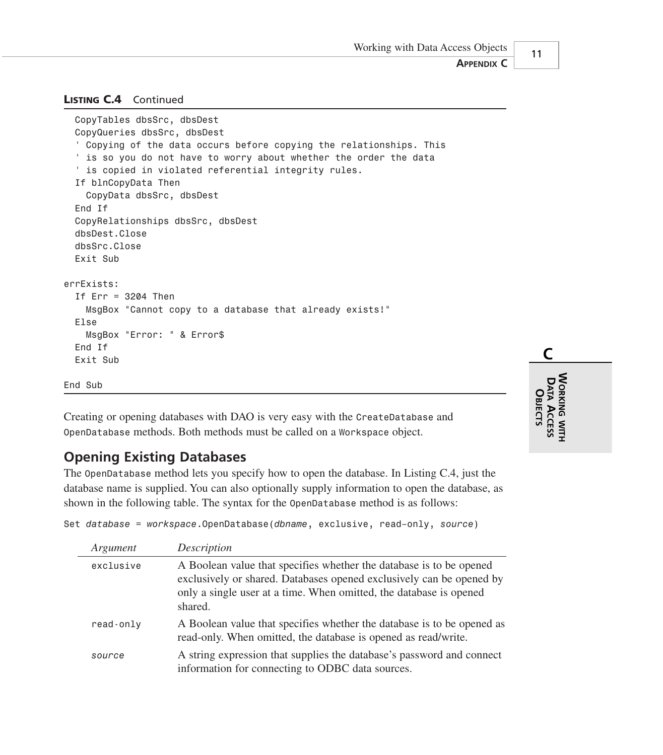**LISTING C.4** Continued

```
  CopyTables dbsSrc, dbsDest
  CopyQueries dbsSrc, dbsDest
  ' Copying of the data occurs before copying the relationships. This
  ' is so you do not have to worry about whether the order the data
  ' is copied in violated referential integrity rules.
  If blnCopyData Then
    CopyData dbsSrc, dbsDest
  End If
  CopyRelationships dbsSrc, dbsDest
  dbsDest.Close
  dbsSrc.Close
  Exit Sub

errExists:
  If Err = 3204 Then
    MsgBox "Cannot copy to a database that already exists!"
  Else
    MsgBox "Error: " & Error$
  End If
  Exit Sub

End Sub
```

Creating or opening databases with DAO is very easy with the `CreateDatabase` and `OpenDatabase` methods. Both methods must be called on a `Workspace` object.

## Opening Existing Databases

The `OpenDatabase` method lets you specify how to open the database. In Listing C.4, just the database name is supplied. You can also optionally supply information to open the database, as shown in the following table. The syntax for the `OpenDatabase` method is as follows:

```
Set database = workspace.OpenDatabase(dbname, exclusive, read-only, source)
```

| *Argument* | *Description* |
|---|---|
| `exclusive` | A Boolean value that specifies whether the database is to be opened exclusively or shared. Databases opened exclusively can be opened by only a single user at a time. When omitted, the database is opened shared. |
| `read-only` | A Boolean value that specifies whether the database is to be opened as read-only. When omitted, the database is opened as read/write. |
| *`source`* | A string expression that supplies the database's password and connect information for connecting to ODBC data sources. |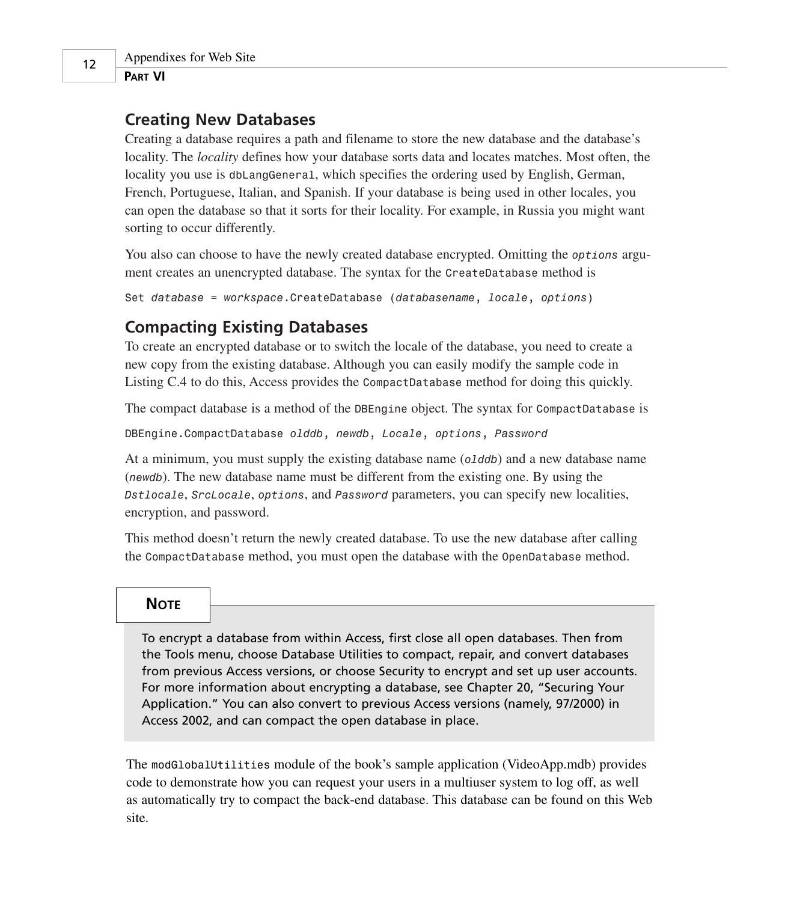## Creating New Databases

Creating a database requires a path and filename to store the new database and the database's locality. The *locality* defines how your database sorts data and locates matches. Most often, the locality you use is `dbLangGeneral`, which specifies the ordering used by English, German, French, Portuguese, Italian, and Spanish. If your database is being used in other locales, you can open the database so that it sorts for their locality. For example, in Russia you might want sorting to occur differently.

You also can choose to have the newly created database encrypted. Omitting the *`options`* argument creates an unencrypted database. The syntax for the `CreateDatabase` method is

```
Set database = workspace.CreateDatabase (databasename, locale, options)
```

## Compacting Existing Databases

To create an encrypted database or to switch the locale of the database, you need to create a new copy from the existing database. Although you can easily modify the sample code in Listing C.4 to do this, Access provides the `CompactDatabase` method for doing this quickly.

The compact database is a method of the `DBEngine` object. The syntax for `CompactDatabase` is

```
DBEngine.CompactDatabase olddb, newdb, Locale, options, Password
```

At a minimum, you must supply the existing database name (*`olddb`*) and a new database name (*`newdb`*). The new database name must be different from the existing one. By using the *`Dstlocale`*, *`SrcLocale`*, *`options`*, and *`Password`* parameters, you can specify new localities, encryption, and password.

This method doesn't return the newly created database. To use the new database after calling the `CompactDatabase` method, you must open the database with the `OpenDatabase` method.

> **NOTE**
>
> To encrypt a database from within Access, first close all open databases. Then from the Tools menu, choose Database Utilities to compact, repair, and convert databases from previous Access versions, or choose Security to encrypt and set up user accounts. For more information about encrypting a database, see Chapter 20, "Securing Your Application." You can also convert to previous Access versions (namely, 97/2000) in Access 2002, and can compact the open database in place.

The `modGlobalUtilities` module of the book's sample application (VideoApp.mdb) provides code to demonstrate how you can request your users in a multiuser system to log off, as well as automatically try to compact the back-end database. This database can be found on this Web site.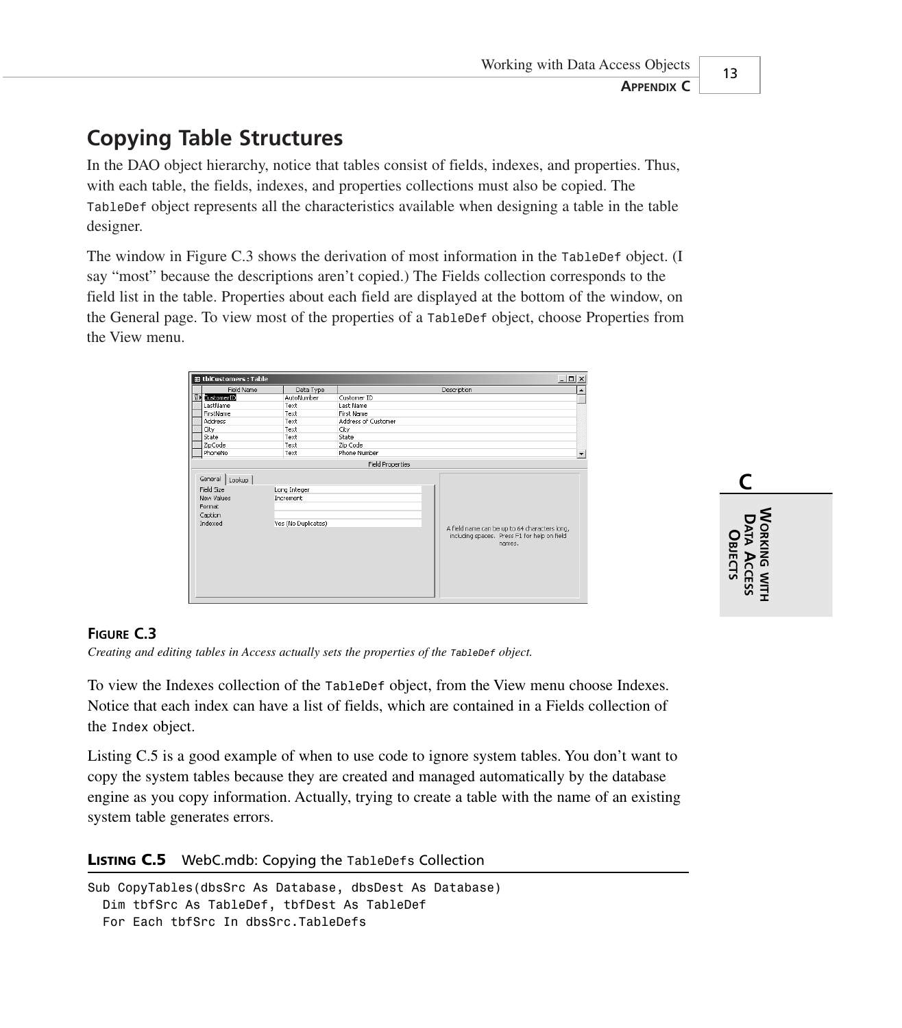## Copying Table Structures

In the DAO object hierarchy, notice that tables consist of fields, indexes, and properties. Thus, with each table, the fields, indexes, and properties collections must also be copied. The `TableDef` object represents all the characteristics available when designing a table in the table designer.

The window in Figure C.3 shows the derivation of most information in the `TableDef` object. (I say "most" because the descriptions aren't copied.) The Fields collection corresponds to the field list in the table. Properties about each field are displayed at the bottom of the window, on the General page. To view most of the properties of a `TableDef` object, choose Properties from the View menu.

**FIGURE C.3**

*Creating and editing tables in Access actually sets the properties of the `TableDef` object.*

To view the Indexes collection of the `TableDef` object, from the View menu choose Indexes. Notice that each index can have a list of fields, which are contained in a Fields collection of the `Index` object.

Listing C.5 is a good example of when to use code to ignore system tables. You don't want to copy the system tables because they are created and managed automatically by the database engine as you copy information. Actually, trying to create a table with the name of an existing system table generates errors.

**LISTING C.5** WebC.mdb: Copying the `TableDefs` Collection

```
Sub CopyTables(dbsSrc As Database, dbsDest As Database)
  Dim tbfSrc As TableDef, tbfDest As TableDef
  For Each tbfSrc In dbsSrc.TableDefs
```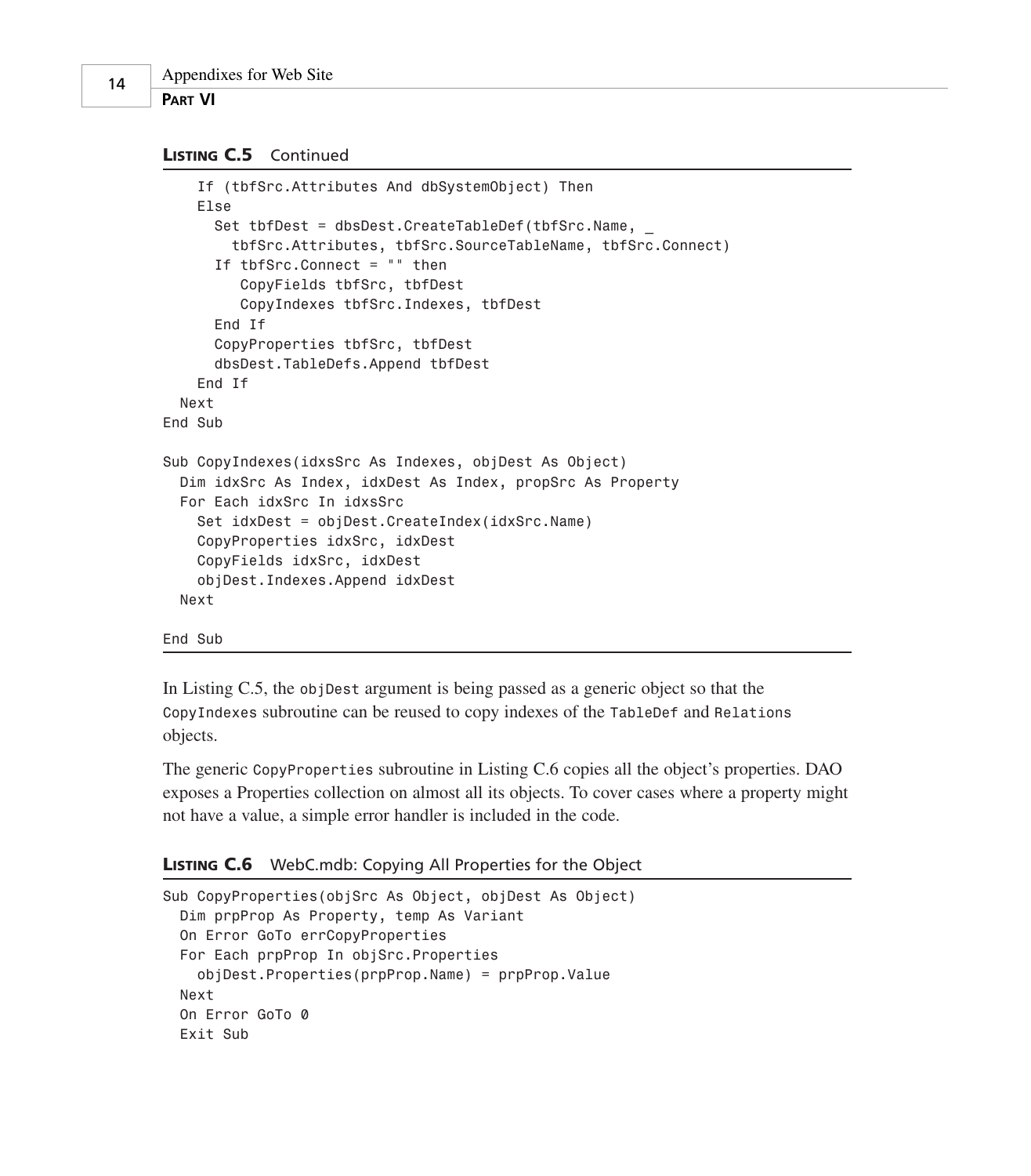**LISTING C.5** Continued

```
    If (tbfSrc.Attributes And dbSystemObject) Then
    Else
      Set tbfDest = dbsDest.CreateTableDef(tbfSrc.Name, _
        tbfSrc.Attributes, tbfSrc.SourceTableName, tbfSrc.Connect)
      If tbfSrc.Connect = "" then
         CopyFields tbfSrc, tbfDest
         CopyIndexes tbfSrc.Indexes, tbfDest
      End If
      CopyProperties tbfSrc, tbfDest
      dbsDest.TableDefs.Append tbfDest
    End If
  Next
End Sub

Sub CopyIndexes(idxsSrc As Indexes, objDest As Object)
  Dim idxSrc As Index, idxDest As Index, propSrc As Property
  For Each idxSrc In idxsSrc
    Set idxDest = objDest.CreateIndex(idxSrc.Name)
    CopyProperties idxSrc, idxDest
    CopyFields idxSrc, idxDest
    objDest.Indexes.Append idxDest
  Next

End Sub
```

In Listing C.5, the `objDest` argument is being passed as a generic object so that the `CopyIndexes` subroutine can be reused to copy indexes of the `TableDef` and `Relations` objects.

The generic `CopyProperties` subroutine in Listing C.6 copies all the object's properties. DAO exposes a Properties collection on almost all its objects. To cover cases where a property might not have a value, a simple error handler is included in the code.

**LISTING C.6** WebC.mdb: Copying All Properties for the Object

```
Sub CopyProperties(objSrc As Object, objDest As Object)
  Dim prpProp As Property, temp As Variant
  On Error GoTo errCopyProperties
  For Each prpProp In objSrc.Properties
    objDest.Properties(prpProp.Name) = prpProp.Value
  Next
  On Error GoTo 0
  Exit Sub
```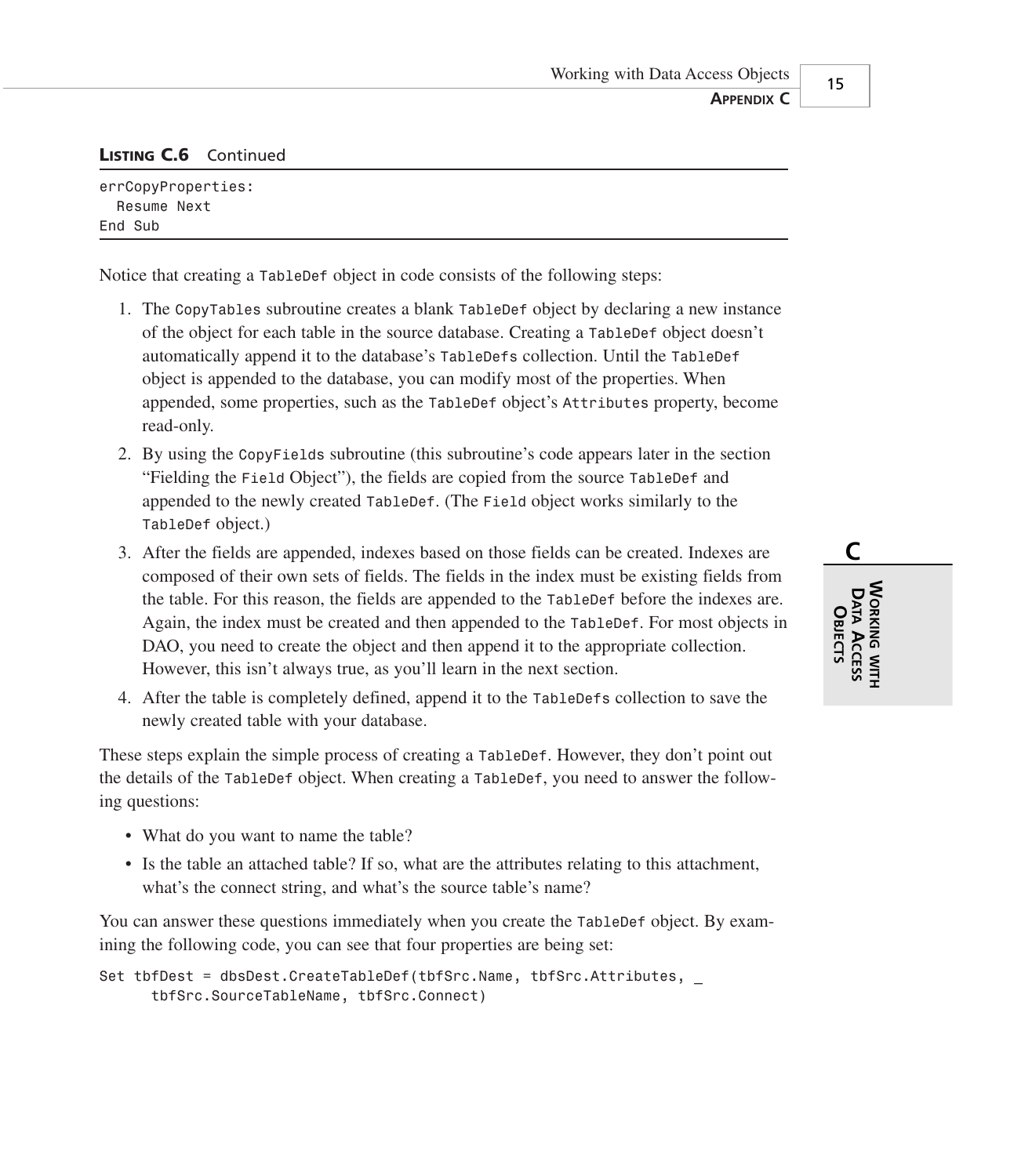**Listing C.6** Continued

```
errCopyProperties:
  Resume Next
End Sub
```

Notice that creating a `TableDef` object in code consists of the following steps:

1. The `CopyTables` subroutine creates a blank `TableDef` object by declaring a new instance of the object for each table in the source database. Creating a `TableDef` object doesn't automatically append it to the database's `TableDefs` collection. Until the `TableDef` object is appended to the database, you can modify most of the properties. When appended, some properties, such as the `TableDef` object's `Attributes` property, become read-only.
2. By using the `CopyFields` subroutine (this subroutine's code appears later in the section "Fielding the `Field` Object"), the fields are copied from the source `TableDef` and appended to the newly created `TableDef`. (The `Field` object works similarly to the `TableDef` object.)
3. After the fields are appended, indexes based on those fields can be created. Indexes are composed of their own sets of fields. The fields in the index must be existing fields from the table. For this reason, the fields are appended to the `TableDef` before the indexes are. Again, the index must be created and then appended to the `TableDef`. For most objects in DAO, you need to create the object and then append it to the appropriate collection. However, this isn't always true, as you'll learn in the next section.
4. After the table is completely defined, append it to the `TableDefs` collection to save the newly created table with your database.

These steps explain the simple process of creating a `TableDef`. However, they don't point out the details of the `TableDef` object. When creating a `TableDef`, you need to answer the following questions:

- What do you want to name the table?
- Is the table an attached table? If so, what are the attributes relating to this attachment, what's the connect string, and what's the source table's name?

You can answer these questions immediately when you create the `TableDef` object. By examining the following code, you can see that four properties are being set:

```
Set tbfDest = dbsDest.CreateTableDef(tbfSrc.Name, tbfSrc.Attributes, _
      tbfSrc.SourceTableName, tbfSrc.Connect)
```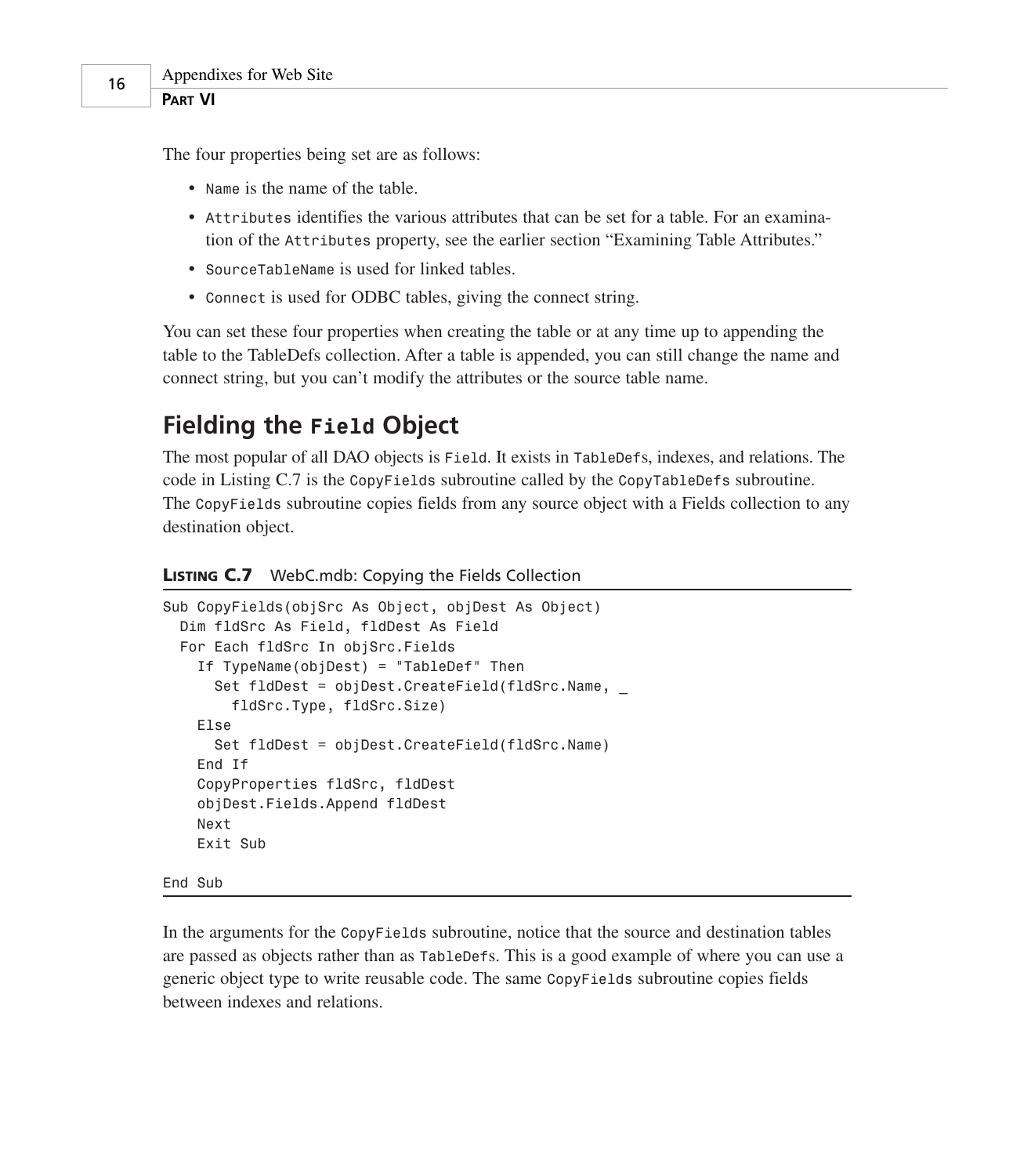The four properties being set are as follows:

- `Name` is the name of the table.
- `Attributes` identifies the various attributes that can be set for a table. For an examination of the `Attributes` property, see the earlier section "Examining Table Attributes."
- `SourceTableName` is used for linked tables.
- `Connect` is used for ODBC tables, giving the connect string.

You can set these four properties when creating the table or at any time up to appending the table to the TableDefs collection. After a table is appended, you can still change the name and connect string, but you can't modify the attributes or the source table name.

## Fielding the `Field` Object

The most popular of all DAO objects is `Field`. It exists in `TableDefs`, indexes, and relations. The code in Listing C.7 is the `CopyFields` subroutine called by the `CopyTableDefs` subroutine. The `CopyFields` subroutine copies fields from any source object with a Fields collection to any destination object.

**LISTING C.7** WebC.mdb: Copying the Fields Collection

```
Sub CopyFields(objSrc As Object, objDest As Object)
  Dim fldSrc As Field, fldDest As Field
  For Each fldSrc In objSrc.Fields
    If TypeName(objDest) = "TableDef" Then
      Set fldDest = objDest.CreateField(fldSrc.Name, _
        fldSrc.Type, fldSrc.Size)
    Else
      Set fldDest = objDest.CreateField(fldSrc.Name)
    End If
    CopyProperties fldSrc, fldDest
    objDest.Fields.Append fldDest
    Next
    Exit Sub

End Sub
```

In the arguments for the `CopyFields` subroutine, notice that the source and destination tables are passed as objects rather than as `TableDefs`. This is a good example of where you can use a generic object type to write reusable code. The same `CopyFields` subroutine copies fields between indexes and relations.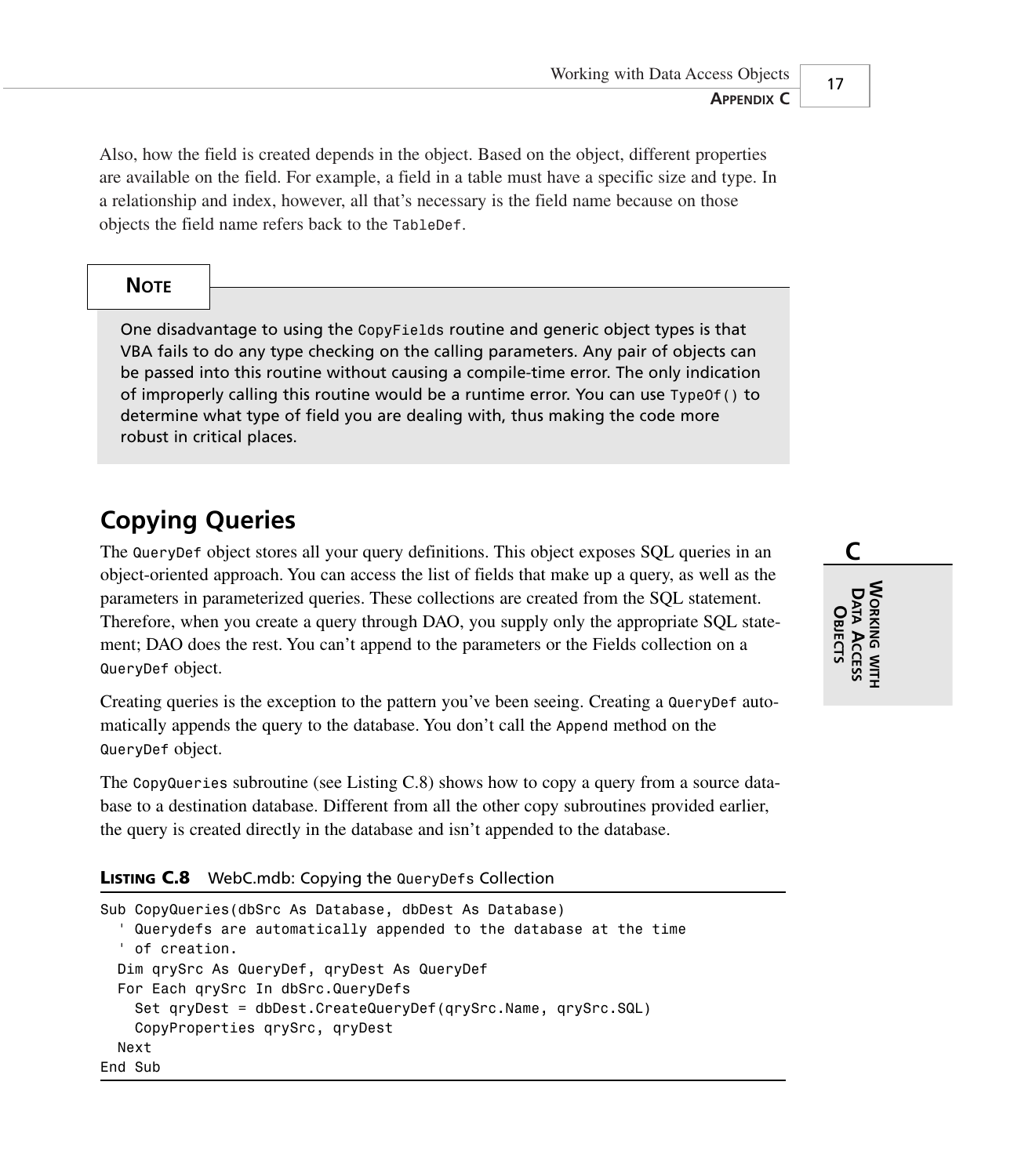Also, how the field is created depends in the object. Based on the object, different properties are available on the field. For example, a field in a table must have a specific size and type. In a relationship and index, however, all that's necessary is the field name because on those objects the field name refers back to the `TableDef`.

> **NOTE**
>
> One disadvantage to using the `CopyFields` routine and generic object types is that VBA fails to do any type checking on the calling parameters. Any pair of objects can be passed into this routine without causing a compile-time error. The only indication of improperly calling this routine would be a runtime error. You can use `TypeOf()` to determine what type of field you are dealing with, thus making the code more robust in critical places.

## Copying Queries

The `QueryDef` object stores all your query definitions. This object exposes SQL queries in an object-oriented approach. You can access the list of fields that make up a query, as well as the parameters in parameterized queries. These collections are created from the SQL statement. Therefore, when you create a query through DAO, you supply only the appropriate SQL statement; DAO does the rest. You can't append to the parameters or the Fields collection on a `QueryDef` object.

Creating queries is the exception to the pattern you've been seeing. Creating a `QueryDef` automatically appends the query to the database. You don't call the `Append` method on the `QueryDef` object.

The `CopyQueries` subroutine (see Listing C.8) shows how to copy a query from a source database to a destination database. Different from all the other copy subroutines provided earlier, the query is created directly in the database and isn't appended to the database.

**LISTING C.8** WebC.mdb: Copying the `QueryDefs` Collection

```
Sub CopyQueries(dbSrc As Database, dbDest As Database)
   ' Querydefs are automatically appended to the database at the time
   ' of creation.
  Dim qrySrc As QueryDef, qryDest As QueryDef
  For Each qrySrc In dbSrc.QueryDefs
    Set qryDest = dbDest.CreateQueryDef(qrySrc.Name, qrySrc.SQL)
    CopyProperties qrySrc, qryDest
  Next
End Sub
```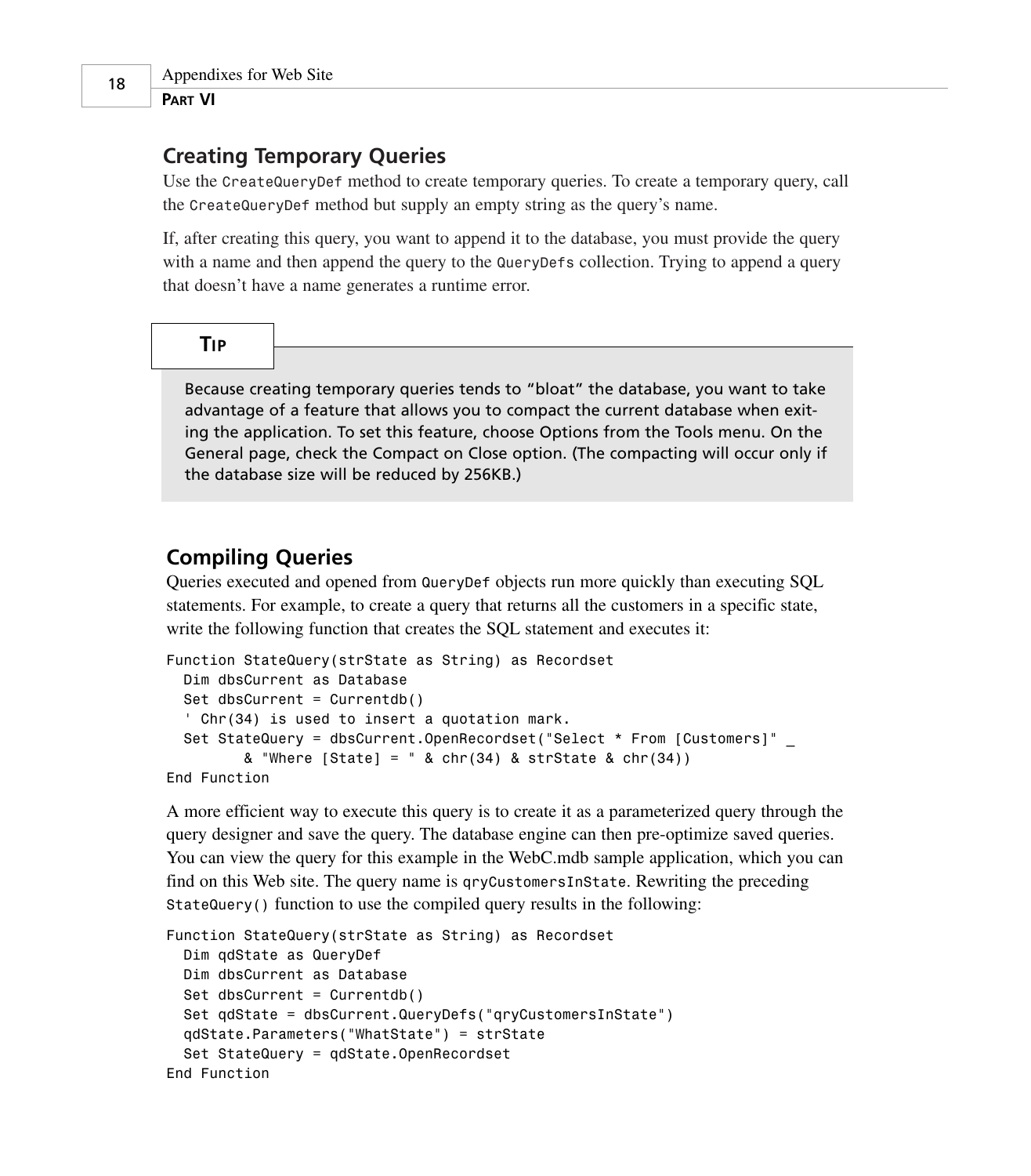## Creating Temporary Queries

Use the `CreateQueryDef` method to create temporary queries. To create a temporary query, call the `CreateQueryDef` method but supply an empty string as the query's name.

If, after creating this query, you want to append it to the database, you must provide the query with a name and then append the query to the `QueryDefs` collection. Trying to append a query that doesn't have a name generates a runtime error.

> **TIP**
>
> Because creating temporary queries tends to "bloat" the database, you want to take advantage of a feature that allows you to compact the current database when exiting the application. To set this feature, choose Options from the Tools menu. On the General page, check the Compact on Close option. (The compacting will occur only if the database size will be reduced by 256KB.)

## Compiling Queries

Queries executed and opened from `QueryDef` objects run more quickly than executing SQL statements. For example, to create a query that returns all the customers in a specific state, write the following function that creates the SQL statement and executes it:

```
Function StateQuery(strState as String) as Recordset
  Dim dbsCurrent as Database
  Set dbsCurrent = Currentdb()
  ' Chr(34) is used to insert a quotation mark.
  Set StateQuery = dbsCurrent.OpenRecordset("Select * From [Customers]" _
         & "Where [State] = " & chr(34) & strState & chr(34))
End Function
```

A more efficient way to execute this query is to create it as a parameterized query through the query designer and save the query. The database engine can then pre-optimize saved queries. You can view the query for this example in the WebC.mdb sample application, which you can find on this Web site. The query name is `qryCustomersInState`. Rewriting the preceding `StateQuery()` function to use the compiled query results in the following:

```
Function StateQuery(strState as String) as Recordset
  Dim qdState as QueryDef
  Dim dbsCurrent as Database
  Set dbsCurrent = Currentdb()
  Set qdState = dbsCurrent.QueryDefs("qryCustomersInState")
  qdState.Parameters("WhatState") = strState
  Set StateQuery = qdState.OpenRecordset
End Function
```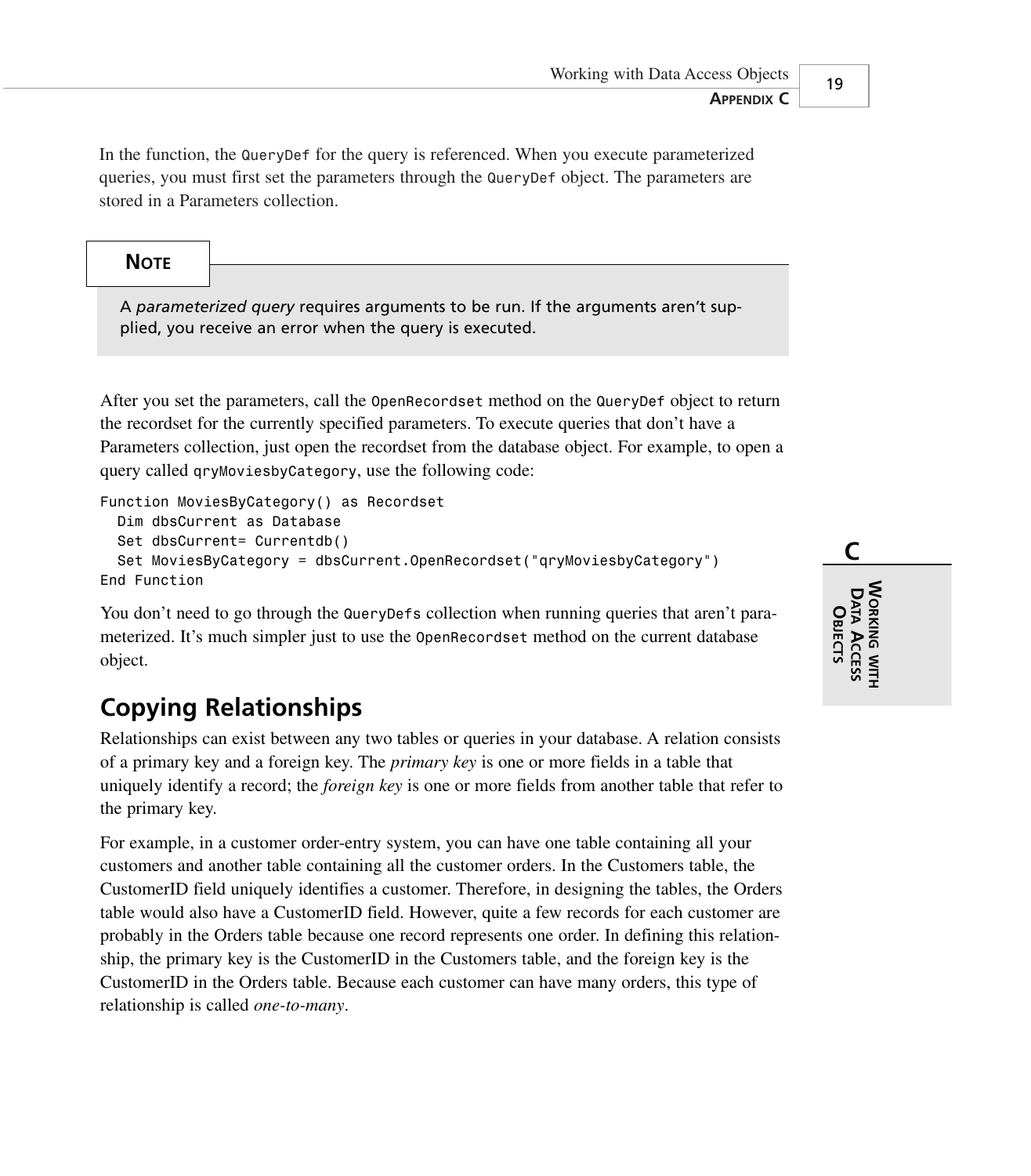In the function, the `QueryDef` for the query is referenced. When you execute parameterized queries, you must first set the parameters through the `QueryDef` object. The parameters are stored in a Parameters collection.

> **NOTE**
>
> A *parameterized query* requires arguments to be run. If the arguments aren't supplied, you receive an error when the query is executed.

After you set the parameters, call the `OpenRecordset` method on the `QueryDef` object to return the recordset for the currently specified parameters. To execute queries that don't have a Parameters collection, just open the recordset from the database object. For example, to open a query called `qryMoviesbyCategory`, use the following code:

```
Function MoviesByCategory() as Recordset
  Dim dbsCurrent as Database
  Set dbsCurrent= Currentdb()
  Set MoviesByCategory = dbsCurrent.OpenRecordset("qryMoviesbyCategory")
End Function
```

You don't need to go through the `QueryDefs` collection when running queries that aren't parameterized. It's much simpler just to use the `OpenRecordset` method on the current database object.

## Copying Relationships

Relationships can exist between any two tables or queries in your database. A relation consists of a primary key and a foreign key. The *primary key* is one or more fields in a table that uniquely identify a record; the *foreign key* is one or more fields from another table that refer to the primary key.

For example, in a customer order-entry system, you can have one table containing all your customers and another table containing all the customer orders. In the Customers table, the CustomerID field uniquely identifies a customer. Therefore, in designing the tables, the Orders table would also have a CustomerID field. However, quite a few records for each customer are probably in the Orders table because one record represents one order. In defining this relationship, the primary key is the CustomerID in the Customers table, and the foreign key is the CustomerID in the Orders table. Because each customer can have many orders, this type of relationship is called *one-to-many*.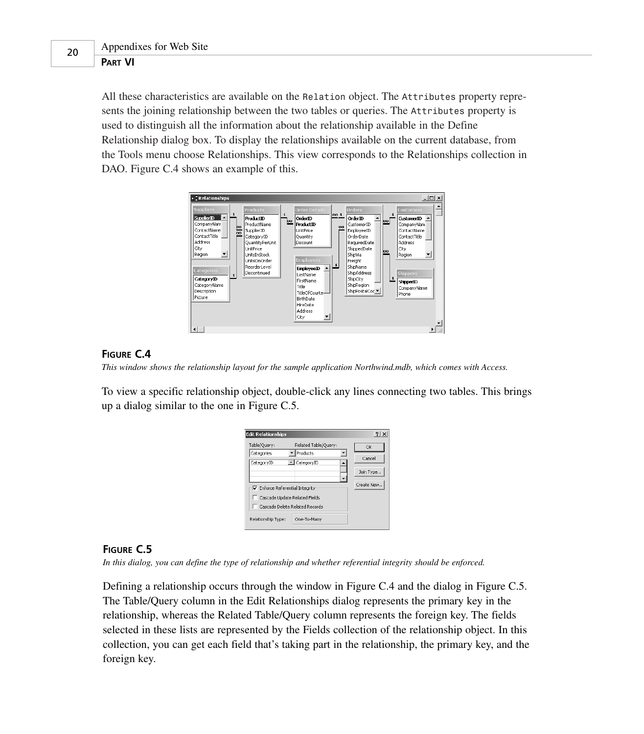All these characteristics are available on the Relation object. The Attributes property represents the joining relationship between the two tables or queries. The Attributes property is used to distinguish all the information about the relationship available in the Define Relationship dialog box. To display the relationships available on the current database, from the Tools menu choose Relationships. This view corresponds to the Relationships collection in DAO. Figure C.4 shows an example of this.

**FIGURE C.4**

*This window shows the relationship layout for the sample application Northwind.mdb, which comes with Access.*

To view a specific relationship object, double-click any lines connecting two tables. This brings up a dialog similar to the one in Figure C.5.

**FIGURE C.5**

*In this dialog, you can define the type of relationship and whether referential integrity should be enforced.*

Defining a relationship occurs through the window in Figure C.4 and the dialog in Figure C.5. The Table/Query column in the Edit Relationships dialog represents the primary key in the relationship, whereas the Related Table/Query column represents the foreign key. The fields selected in these lists are represented by the Fields collection of the relationship object. In this collection, you can get each field that's taking part in the relationship, the primary key, and the foreign key.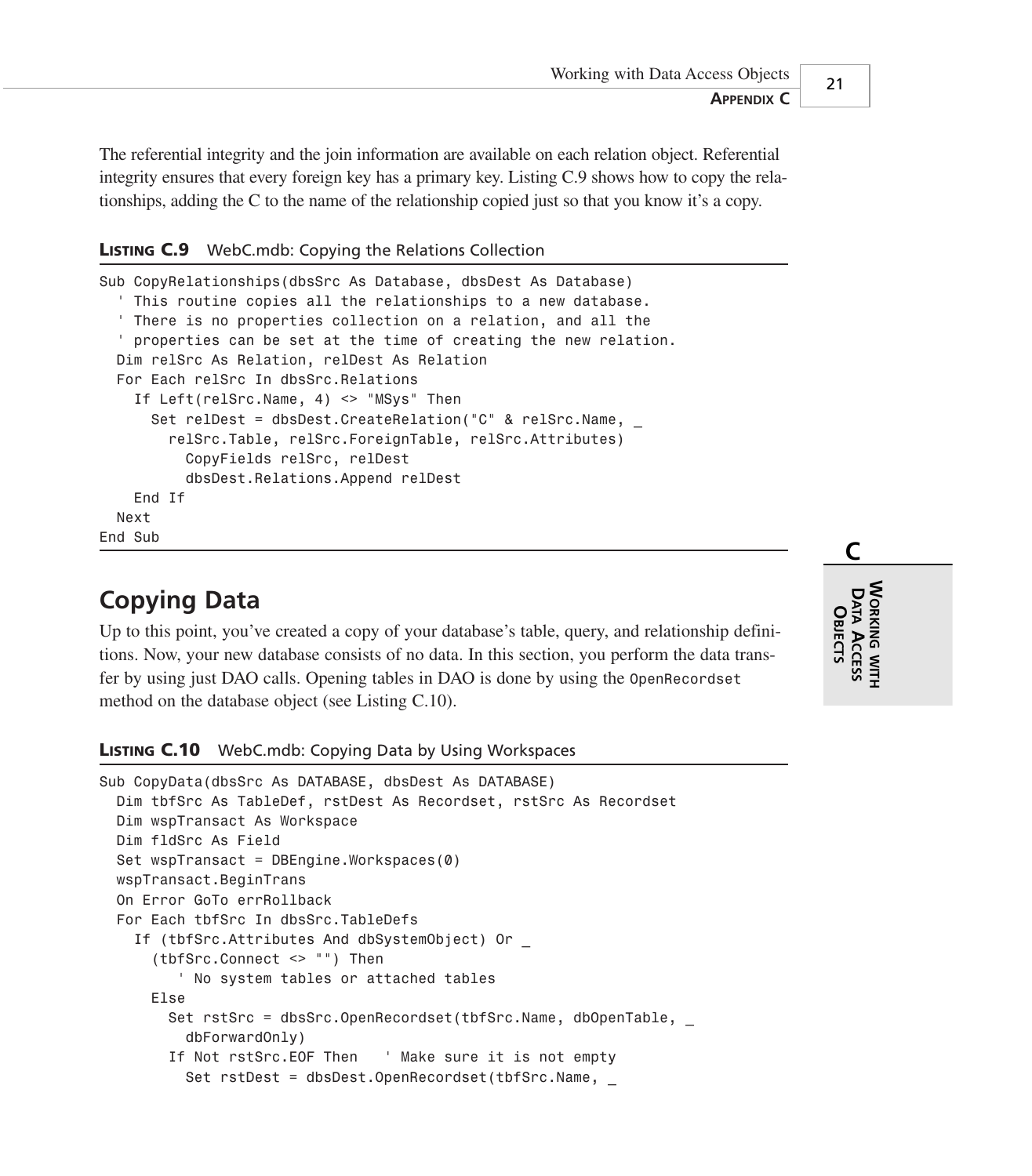The referential integrity and the join information are available on each relation object. Referential integrity ensures that every foreign key has a primary key. Listing C.9 shows how to copy the relationships, adding the C to the name of the relationship copied just so that you know it's a copy.

**LISTING C.9** WebC.mdb: Copying the Relations Collection

```
Sub CopyRelationships(dbsSrc As Database, dbsDest As Database)
  ' This routine copies all the relationships to a new database.
  ' There is no properties collection on a relation, and all the
  ' properties can be set at the time of creating the new relation.
  Dim relSrc As Relation, relDest As Relation
  For Each relSrc In dbsSrc.Relations
    If Left(relSrc.Name, 4) <> "MSys" Then
      Set relDest = dbsDest.CreateRelation("C" & relSrc.Name, _
        relSrc.Table, relSrc.ForeignTable, relSrc.Attributes)
          CopyFields relSrc, relDest
          dbsDest.Relations.Append relDest
    End If
  Next
End Sub
```

## Copying Data

Up to this point, you've created a copy of your database's table, query, and relationship definitions. Now, your new database consists of no data. In this section, you perform the data transfer by using just DAO calls. Opening tables in DAO is done by using the `OpenRecordset` method on the database object (see Listing C.10).

**LISTING C.10** WebC.mdb: Copying Data by Using Workspaces

```
Sub CopyData(dbsSrc As DATABASE, dbsDest As DATABASE)
  Dim tbfSrc As TableDef, rstDest As Recordset, rstSrc As Recordset
  Dim wspTransact As Workspace
  Dim fldSrc As Field
  Set wspTransact = DBEngine.Workspaces(0)
  wspTransact.BeginTrans
  On Error GoTo errRollback
  For Each tbfSrc In dbsSrc.TableDefs
    If (tbfSrc.Attributes And dbSystemObject) Or _
      (tbfSrc.Connect <> "") Then
         ' No system tables or attached tables
      Else
        Set rstSrc = dbsSrc.OpenRecordset(tbfSrc.Name, dbOpenTable, _
          dbForwardOnly)
        If Not rstSrc.EOF Then   ' Make sure it is not empty
          Set rstDest = dbsDest.OpenRecordset(tbfSrc.Name, _
```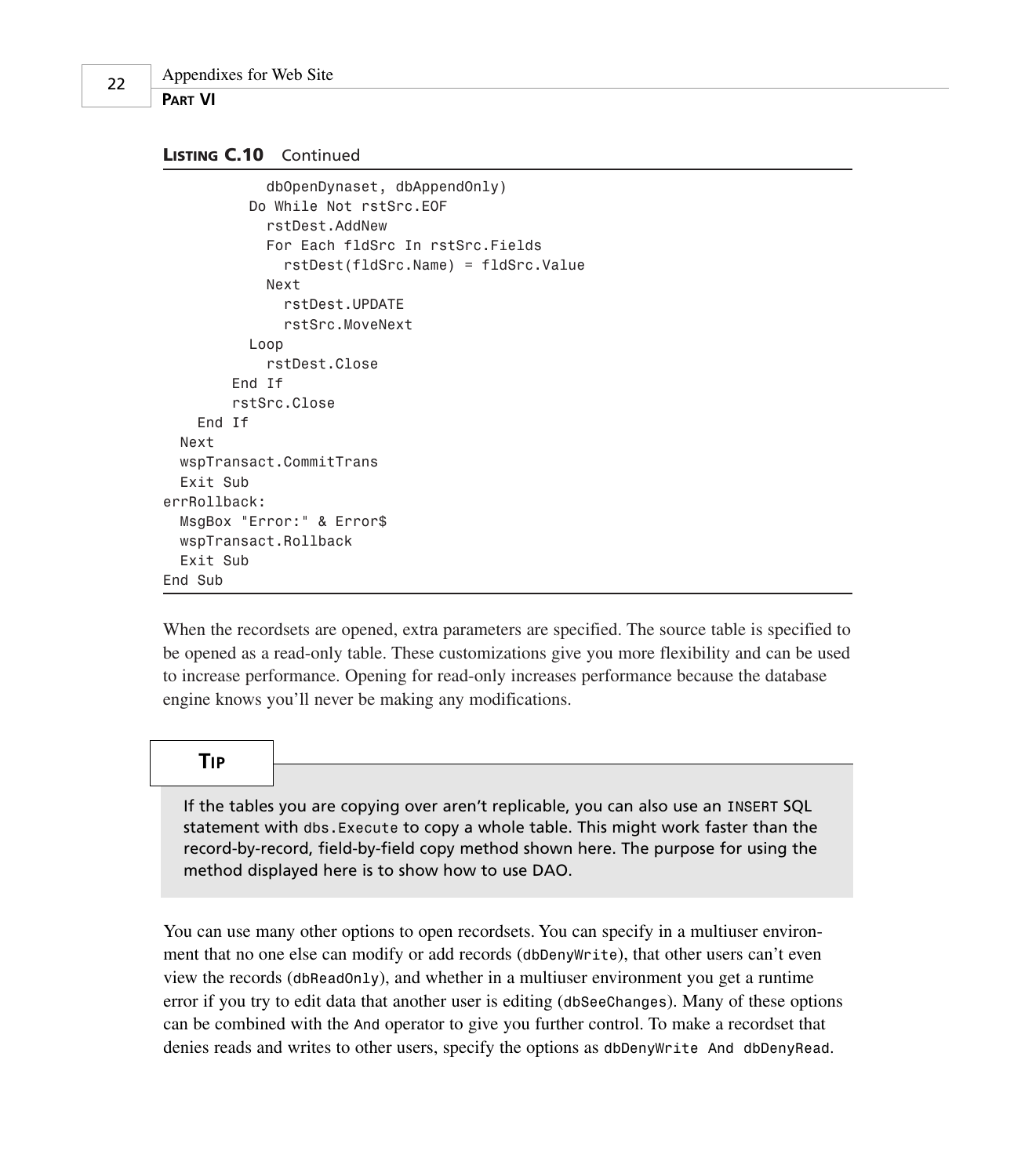**LISTING C.10** Continued

```
            dbOpenDynaset, dbAppendOnly)
          Do While Not rstSrc.EOF
            rstDest.AddNew
            For Each fldSrc In rstSrc.Fields
              rstDest(fldSrc.Name) = fldSrc.Value
            Next
              rstDest.UPDATE
              rstSrc.MoveNext
          Loop
            rstDest.Close
        End If
        rstSrc.Close
    End If
  Next
  wspTransact.CommitTrans
  Exit Sub
errRollback:
  MsgBox "Error:" & Error$
  wspTransact.Rollback
  Exit Sub
End Sub
```

When the recordsets are opened, extra parameters are specified. The source table is specified to be opened as a read-only table. These customizations give you more flexibility and can be used to increase performance. Opening for read-only increases performance because the database engine knows you'll never be making any modifications.

> **TIP**
>
> If the tables you are copying over aren't replicable, you can also use an `INSERT` SQL statement with `dbs.Execute` to copy a whole table. This might work faster than the record-by-record, field-by-field copy method shown here. The purpose for using the method displayed here is to show how to use DAO.

You can use many other options to open recordsets. You can specify in a multiuser environment that no one else can modify or add records (`dbDenyWrite`), that other users can't even view the records (`dbReadOnly`), and whether in a multiuser environment you get a runtime error if you try to edit data that another user is editing (`dbSeeChanges`). Many of these options can be combined with the `And` operator to give you further control. To make a recordset that denies reads and writes to other users, specify the options as `dbDenyWrite And dbDenyRead`.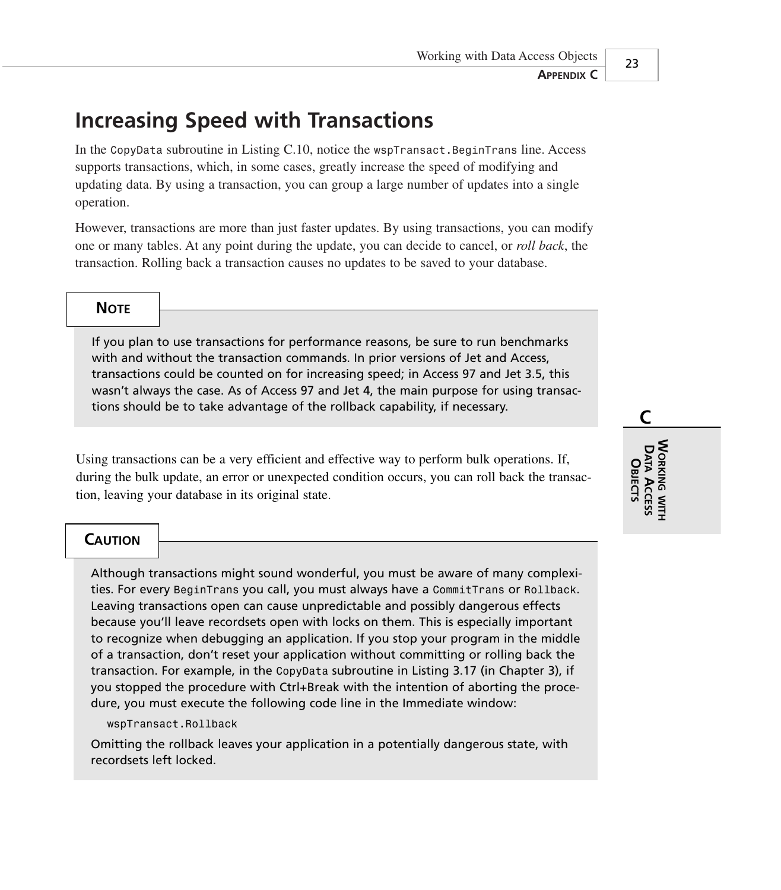## Increasing Speed with Transactions

In the `CopyData` subroutine in Listing C.10, notice the `wspTransact.BeginTrans` line. Access supports transactions, which, in some cases, greatly increase the speed of modifying and updating data. By using a transaction, you can group a large number of updates into a single operation.

However, transactions are more than just faster updates. By using transactions, you can modify one or many tables. At any point during the update, you can decide to cancel, or *roll back*, the transaction. Rolling back a transaction causes no updates to be saved to your database.

> **NOTE**
>
> If you plan to use transactions for performance reasons, be sure to run benchmarks with and without the transaction commands. In prior versions of Jet and Access, transactions could be counted on for increasing speed; in Access 97 and Jet 3.5, this wasn't always the case. As of Access 97 and Jet 4, the main purpose for using transactions should be to take advantage of the rollback capability, if necessary.

Using transactions can be a very efficient and effective way to perform bulk operations. If, during the bulk update, an error or unexpected condition occurs, you can roll back the transaction, leaving your database in its original state.

> **CAUTION**
>
> Although transactions might sound wonderful, you must be aware of many complexities. For every `BeginTrans` you call, you must always have a `CommitTrans` or `Rollback`. Leaving transactions open can cause unpredictable and possibly dangerous effects because you'll leave recordsets open with locks on them. This is especially important to recognize when debugging an application. If you stop your program in the middle of a transaction, don't reset your application without committing or rolling back the transaction. For example, in the `CopyData` subroutine in Listing 3.17 (in Chapter 3), if you stopped the procedure with Ctrl+Break with the intention of aborting the procedure, you must execute the following code line in the Immediate window:
>
> ```
> wspTransact.Rollback
> ```
>
> Omitting the rollback leaves your application in a potentially dangerous state, with recordsets left locked.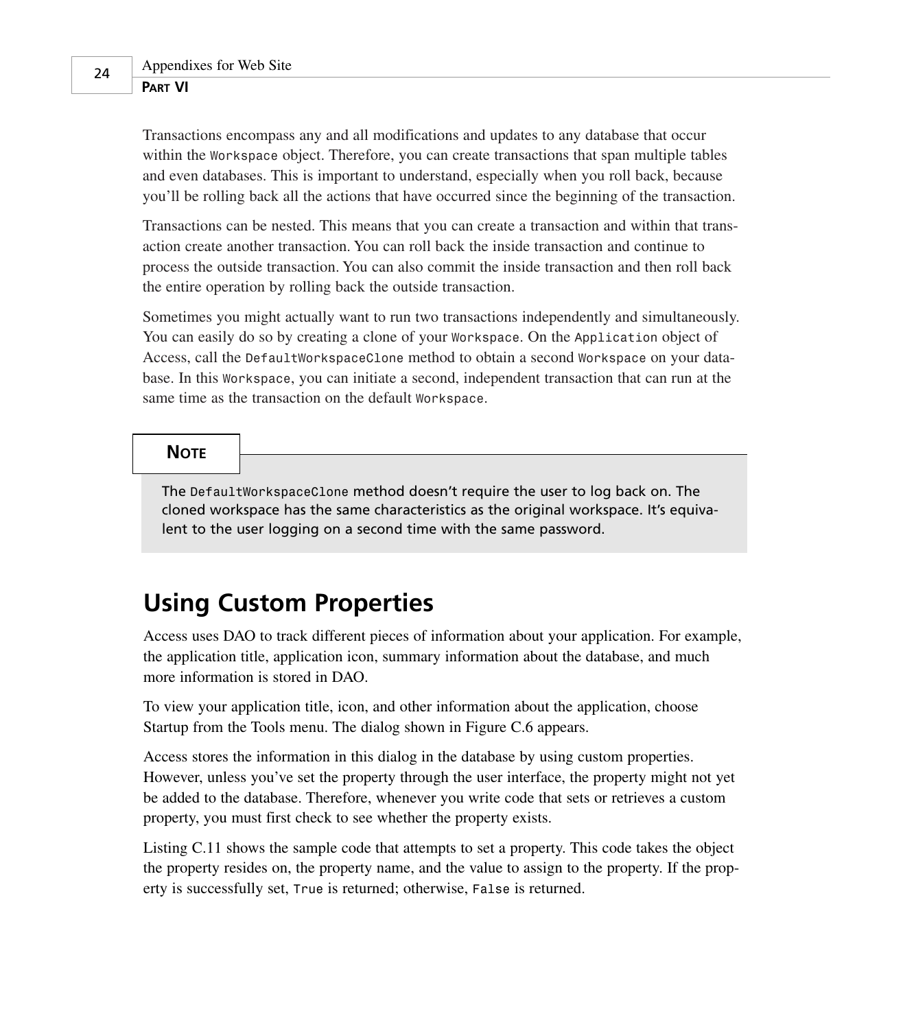Transactions encompass any and all modifications and updates to any database that occur within the `Workspace` object. Therefore, you can create transactions that span multiple tables and even databases. This is important to understand, especially when you roll back, because you'll be rolling back all the actions that have occurred since the beginning of the transaction.

Transactions can be nested. This means that you can create a transaction and within that transaction create another transaction. You can roll back the inside transaction and continue to process the outside transaction. You can also commit the inside transaction and then roll back the entire operation by rolling back the outside transaction.

Sometimes you might actually want to run two transactions independently and simultaneously. You can easily do so by creating a clone of your `Workspace`. On the `Application` object of Access, call the `DefaultWorkspaceClone` method to obtain a second `Workspace` on your database. In this `Workspace`, you can initiate a second, independent transaction that can run at the same time as the transaction on the default `Workspace`.

> **NOTE**
>
> The `DefaultWorkspaceClone` method doesn't require the user to log back on. The cloned workspace has the same characteristics as the original workspace. It's equivalent to the user logging on a second time with the same password.

## Using Custom Properties

Access uses DAO to track different pieces of information about your application. For example, the application title, application icon, summary information about the database, and much more information is stored in DAO.

To view your application title, icon, and other information about the application, choose Startup from the Tools menu. The dialog shown in Figure C.6 appears.

Access stores the information in this dialog in the database by using custom properties. However, unless you've set the property through the user interface, the property might not yet be added to the database. Therefore, whenever you write code that sets or retrieves a custom property, you must first check to see whether the property exists.

Listing C.11 shows the sample code that attempts to set a property. This code takes the object the property resides on, the property name, and the value to assign to the property. If the property is successfully set, `True` is returned; otherwise, `False` is returned.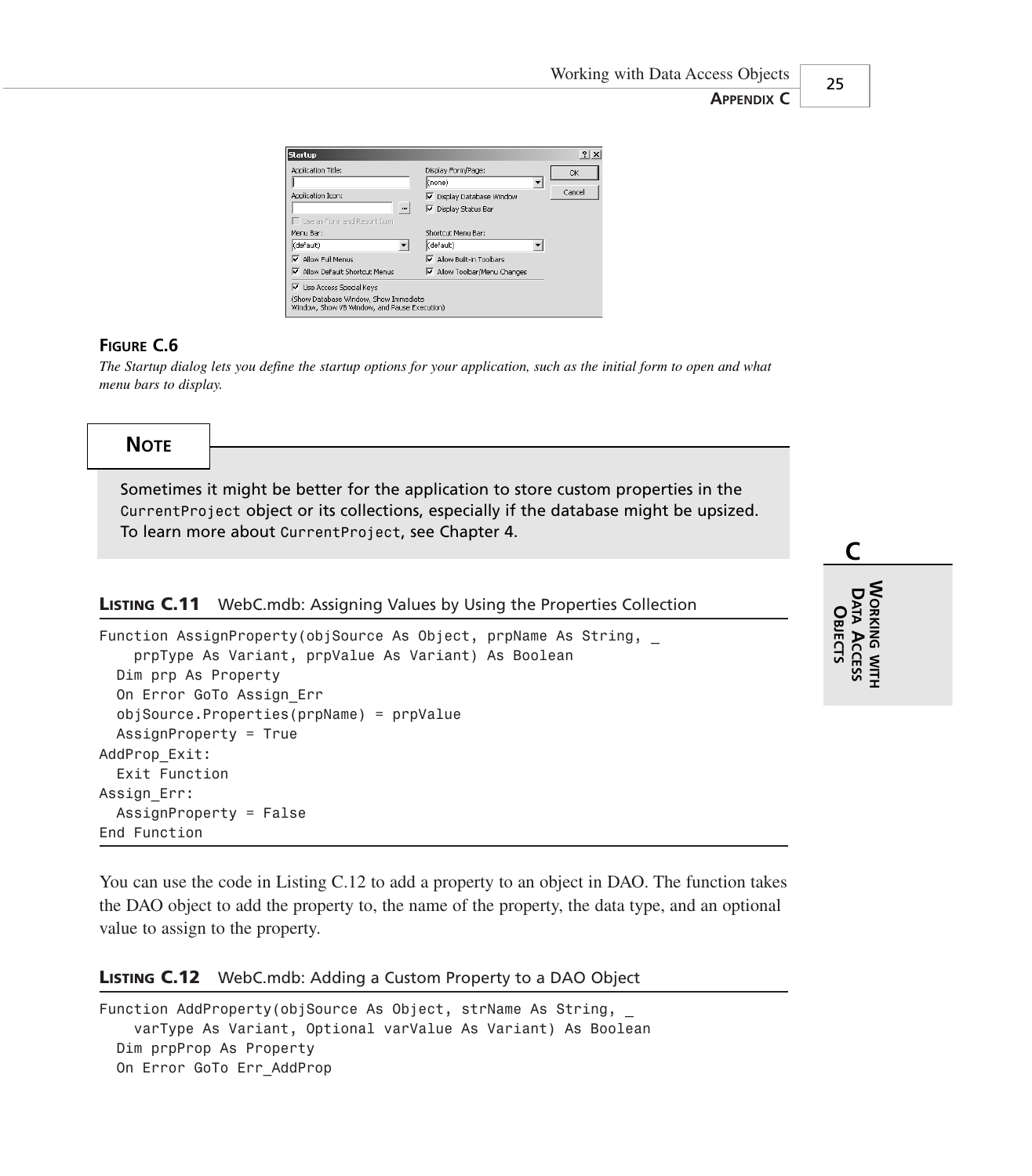**FIGURE C.6**

*The Startup dialog lets you define the startup options for your application, such as the initial form to open and what menu bars to display.*

> **NOTE**
>
> Sometimes it might be better for the application to store custom properties in the `CurrentProject` object or its collections, especially if the database might be upsized. To learn more about `CurrentProject`, see Chapter 4.

**LISTING C.11** WebC.mdb: Assigning Values by Using the Properties Collection

```
Function AssignProperty(objSource As Object, prpName As String, _
    prpType As Variant, prpValue As Variant) As Boolean
  Dim prp As Property
  On Error GoTo Assign_Err
  objSource.Properties(prpName) = prpValue
  AssignProperty = True
AddProp_Exit:
  Exit Function
Assign_Err:
  AssignProperty = False
End Function
```

You can use the code in Listing C.12 to add a property to an object in DAO. The function takes the DAO object to add the property to, the name of the property, the data type, and an optional value to assign to the property.

**LISTING C.12** WebC.mdb: Adding a Custom Property to a DAO Object

```
Function AddProperty(objSource As Object, strName As String, _
    varType As Variant, Optional varValue As Variant) As Boolean
  Dim prpProp As Property
  On Error GoTo Err_AddProp
```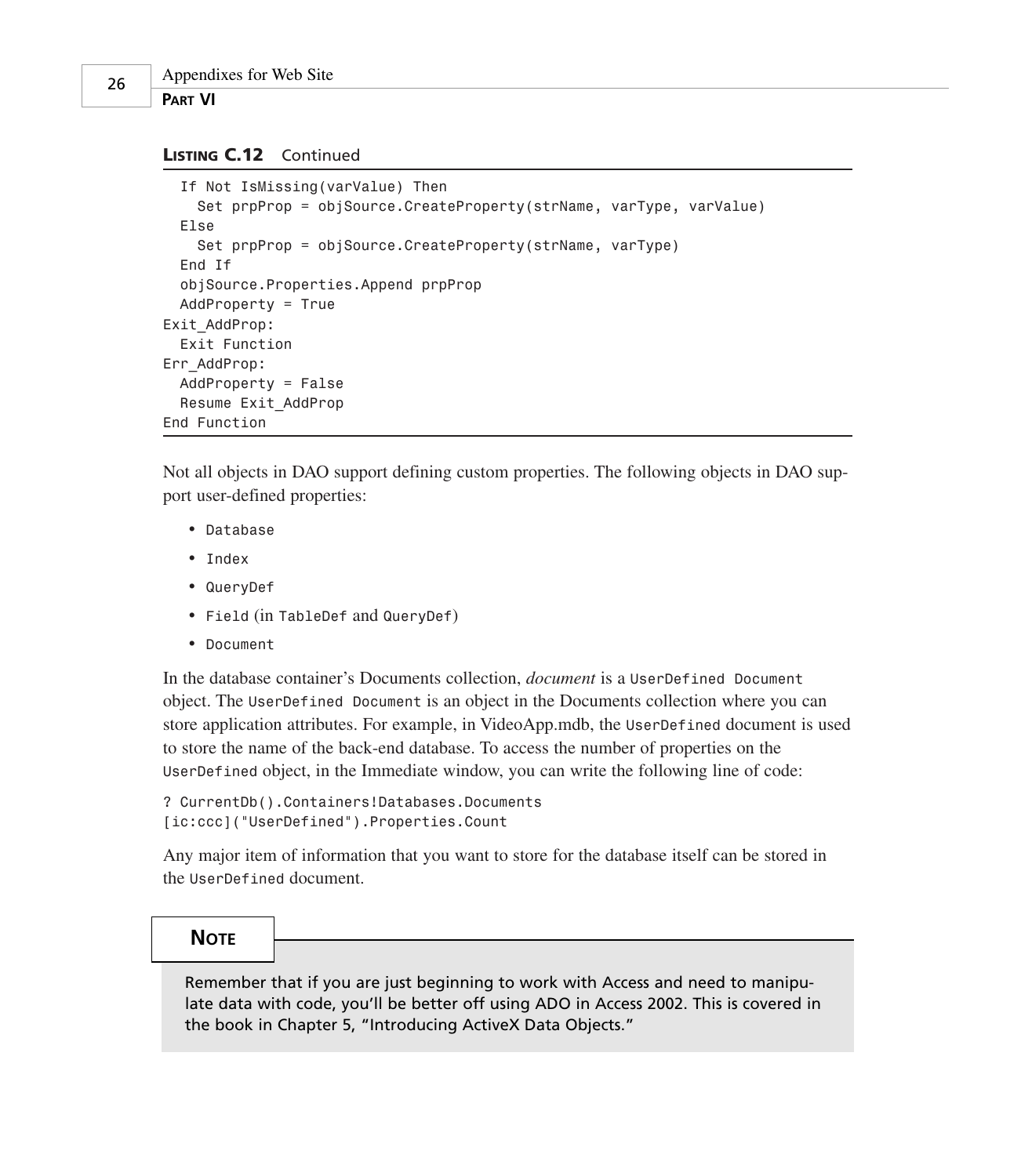**LISTING C.12** Continued

```
  If Not IsMissing(varValue) Then
    Set prpProp = objSource.CreateProperty(strName, varType, varValue)
  Else
    Set prpProp = objSource.CreateProperty(strName, varType)
  End If
  objSource.Properties.Append prpProp
  AddProperty = True
Exit_AddProp:
  Exit Function
Err_AddProp:
  AddProperty = False
  Resume Exit_AddProp
End Function
```

Not all objects in DAO support defining custom properties. The following objects in DAO support user-defined properties:

- `Database`
- `Index`
- `QueryDef`
- `Field` (in `TableDef` and `QueryDef`)
- `Document`

In the database container's Documents collection, *document* is a `UserDefined Document` object. The `UserDefined Document` is an object in the Documents collection where you can store application attributes. For example, in VideoApp.mdb, the `UserDefined` document is used to store the name of the back-end database. To access the number of properties on the `UserDefined` object, in the Immediate window, you can write the following line of code:

```
? CurrentDb().Containers!Databases.Documents
[ic:ccc]("UserDefined").Properties.Count
```

Any major item of information that you want to store for the database itself can be stored in the `UserDefined` document.

> **NOTE**
>
> Remember that if you are just beginning to work with Access and need to manipulate data with code, you'll be better off using ADO in Access 2002. This is covered in the book in Chapter 5, "Introducing ActiveX Data Objects."